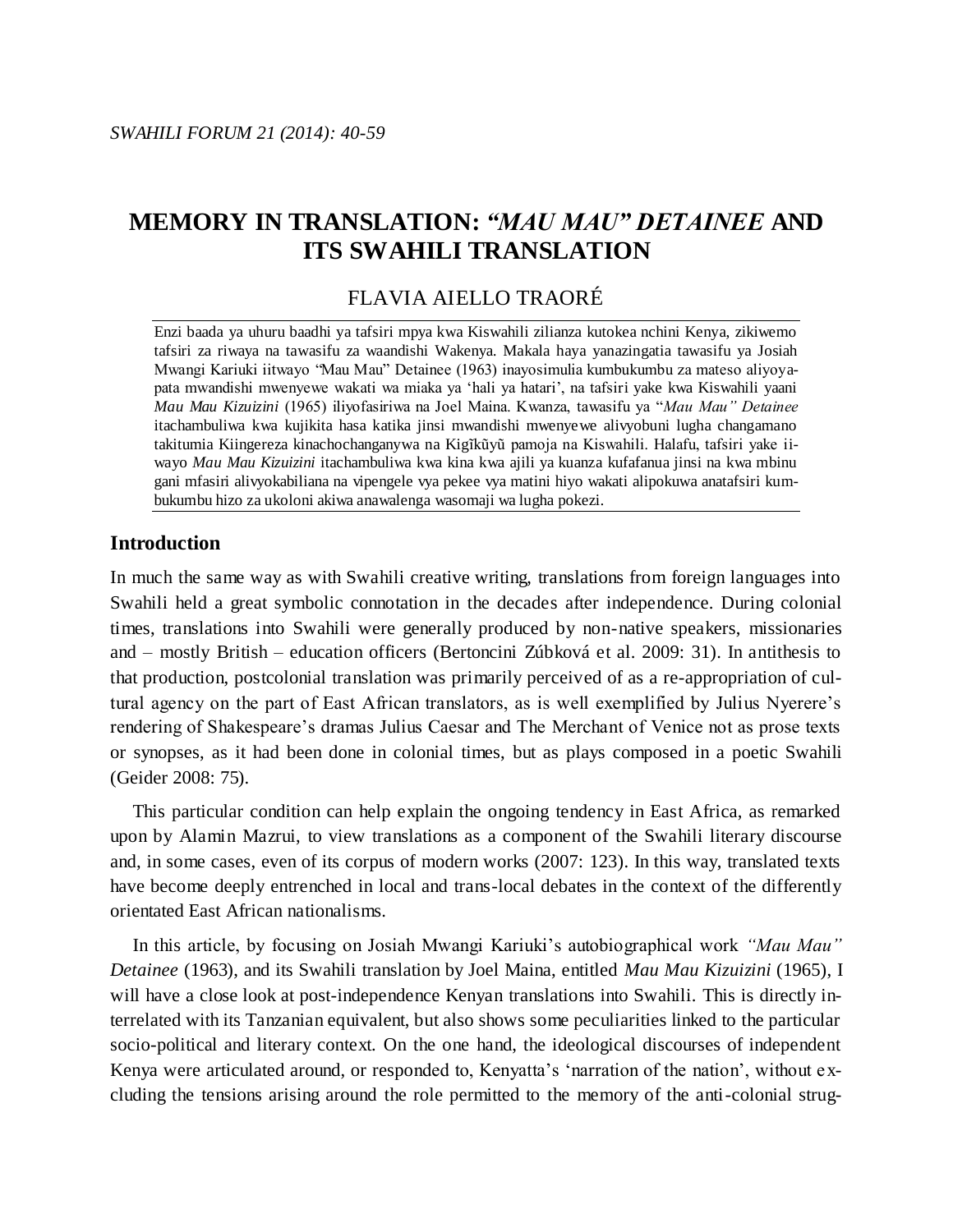# MEMORY IN TRANSLATION: *"MAU MAU" DETAINEE* AND ITS SWAHILI TRANSLATION

FLAVIA AIELLO TRAORÉ

Enzi baada ya uhuru baadhi ya tafsiri mpya kwa Kiswahili zilianza kutokea nchini Kenya, zikiwemo tafsiri za riwaya na tawasifu za waandishi Wakenya. Makala haya yanazingatia tawasifu ya Josiah Mwangi Kariuki iitwayo "Mau Mau" Detainee (1963) inayosimulia kumbukumbu za mateso aliyoyapata mwandishi mwenyewe wakati wa miaka ya 'hali ya hatari', na tafsiri yake kwa Kiswahili yaani *Mau Mau Kizuizini* (1965) iliyofasiriwa na Joel Maina. Kwanza, tawasifu ya "*Mau Mau" Detainee* itachambuliwa kwa kujikita hasa katika jinsi mwandishi mwenyewe alivyobuni lugha changamano takitumia Kiingereza kinachochanganywa na Kigĩkũyũ pamoja na Kiswahili. Halafu, tafsiri yake iiwayo *Mau Mau Kizuizini* itachambuliwa kwa kina kwa ajili ya kuanza kufafanua jinsi na kwa mbinu gani mfasiri alivyokabiliana na vipengele vya pekee vya matini hiyo wakati alipokuwa anatafsiri kumbukumbu hizo za ukoloni akiwa anawalenga wasomaji wa lugha pokezi.

## Introduction

In much the same way as with Swahili creative writing, translations from foreign languages into Swahili held a great symbolic connotation in the decades after independence. During colonial times, translations into Swahili were generally produced by non-native speakers, missionaries and – mostly British – education officers (Bertoncini Zúbková et al. 2009: 31). In antithesis to that production, postcolonial translation was primarily perceived of as a re-appropriation of cultural agency on the part of East African translators, as is well exemplified by Julius Nyerere's rendering of Shakespeare's dramas Julius Caesar and The Merchant of Venice not as prose texts or synopses, as it had been done in colonial times, but as plays composed in a poetic Swahili (Geider 2008: 75).

This particular condition can help explain the ongoing tendency in East Africa, as remarked upon by Alamin Mazrui, to view translations as a component of the Swahili literary discourse and, in some cases, even of its corpus of modern works (2007: 123). In this way, translated texts have become deeply entrenched in local and trans-local debates in the context of the differently orientated East African nationalisms.

In this article, by focusing on Josiah Mwangi Kariuki's autobiographical work *"Mau Mau" Detainee* (1963), and its Swahili translation by Joel Maina, entitled *Mau Mau Kizuizini* (1965), I will have a close look at post-independence Kenyan translations into Swahili. This is directly interrelated with its Tanzanian equivalent, but also shows some peculiarities linked to the particular socio-political and literary context. On the one hand, the ideological discourses of independent Kenya were articulated around, or responded to, Kenyatta's 'narration of the nation', without excluding the tensions arising around the role permitted to the memory of the anti-colonial strug-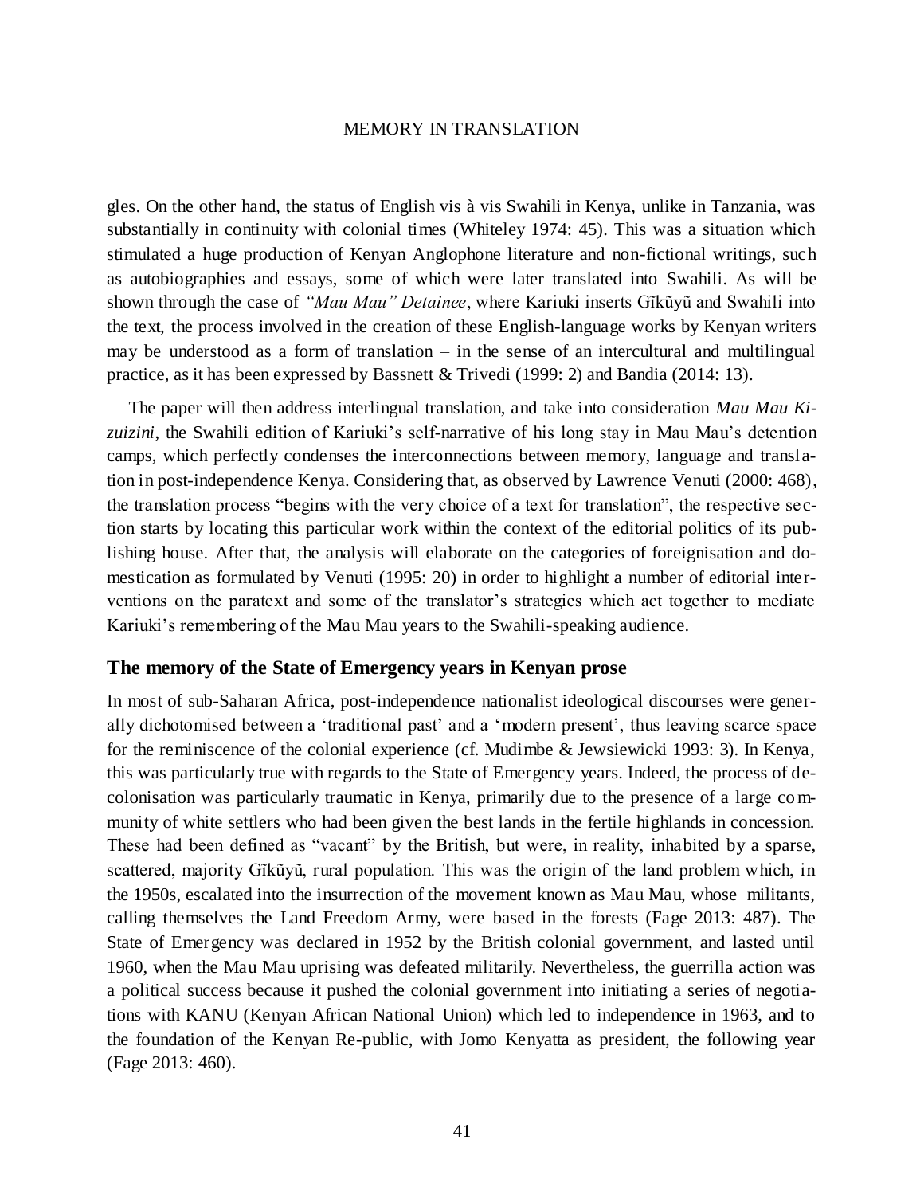gles. On the other hand, the status of English vis à vis Swahili in Kenya, unlike in Tanzania, was substantially in continuity with colonial times (Whiteley 1974: 45). This was a situation which stimulated a huge production of Kenyan Anglophone literature and non-fictional writings, such as autobiographies and essays, some of which were later translated into Swahili. As will be shown through the case of *"Mau Mau" Detainee*, where Kariuki inserts Gĩkũyũ and Swahili into the text, the process involved in the creation of these English-language works by Kenyan writers may be understood as a form of translation – in the sense of an intercultural and multilingual practice, as it has been expressed by Bassnett & Trivedi (1999: 2) and Bandia (2014: 13).

The paper will then address interlingual translation, and take into consideration *Mau Mau Kizuizini*, the Swahili edition of Kariuki's self-narrative of his long stay in Mau Mau's detention camps, which perfectly condenses the interconnections between memory, language and translation in post-independence Kenya. Considering that, as observed by Lawrence Venuti (2000: 468), the translation process "begins with the very choice of a text for translation", the respective section starts by locating this particular work within the context of the editorial politics of its publishing house. After that, the analysis will elaborate on the categories of foreignisation and domestication as formulated by Venuti (1995: 20) in order to highlight a number of editorial interventions on the paratext and some of the translator's strategies which act together to mediate Kariuki's remembering of the Mau Mau years to the Swahili-speaking audience.

## The memory of the State of Emergency years in Kenyan prose

In most of sub-Saharan Africa, post-independence nationalist ideological discourses were generally dichotomised between a 'traditional past' and a 'modern present', thus leaving scarce space for the reminiscence of the colonial experience (cf. Mudimbe & Jewsiewicki 1993: 3). In Kenya, this was particularly true with regards to the State of Emergency years. Indeed, the process of decolonisation was particularly traumatic in Kenya, primarily due to the presence of a large community of white settlers who had been given the best lands in the fertile highlands in concession. These had been defined as "vacant" by the British, but were, in reality, inhabited by a sparse, scattered, majority Gĩkũyũ, rural population. This was the origin of the land problem which, in the 1950s, escalated into the insurrection of the movement known as Mau Mau, whose militants, calling themselves the Land Freedom Army, were based in the forests (Fage 2013: 487). The State of Emergency was declared in 1952 by the British colonial government, and lasted until 1960, when the Mau Mau uprising was defeated militarily. Nevertheless, the guerrilla action was a political success because it pushed the colonial government into initiating a series of negotiations with KANU (Kenyan African National Union) which led to independence in 1963, and to the foundation of the Kenyan Re-public, with Jomo Kenyatta as president, the following year (Fage 2013: 460).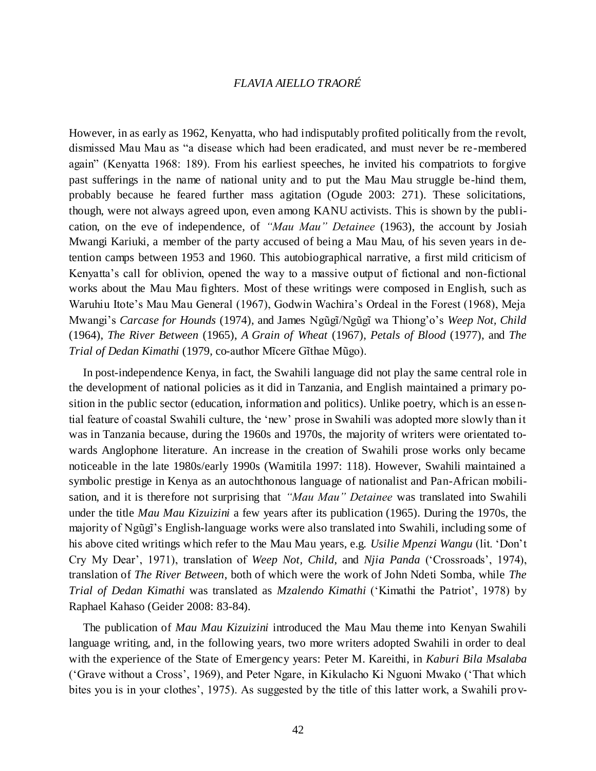However, in as early as 1962, Kenyatta, who had indisputably profited politically from the revolt, dismissed Mau Mau as "a disease which had been eradicated, and must never be re-membered again" (Kenyatta 1968: 189). From his earliest speeches, he invited his compatriots to forgive past sufferings in the name of national unity and to put the Mau Mau struggle be-hind them, probably because he feared further mass agitation (Ogude 2003: 271). These solicitations, though, were not always agreed upon, even among KANU activists. This is shown by the publication, on the eve of independence, of *"Mau Mau" Detainee* (1963), the account by Josiah Mwangi Kariuki, a member of the party accused of being a Mau Mau, of his seven years in detention camps between 1953 and 1960. This autobiographical narrative, a first mild criticism of Kenyatta's call for oblivion, opened the way to a massive output of fictional and non-fictional works about the Mau Mau fighters. Most of these writings were composed in English, such as Waruhiu Itote's Mau Mau General (1967), Godwin Wachira's Ordeal in the Forest (1968), Meja Mwangi's *Carcase for Hounds* (1974), and James Ngũgĩ/Ngũgĩ wa Thiong'o's *Weep Not, Child* (1964), *The River Between* (1965), *A Grain of Wheat* (1967), *Petals of Blood* (1977), and *The Trial of Dedan Kimathi* (1979, co-author Mĩcere Gĩthae Mũgo).

In post-independence Kenya, in fact, the Swahili language did not play the same central role in the development of national policies as it did in Tanzania, and English maintained a primary position in the public sector (education, information and politics). Unlike poetry, which is an essential feature of coastal Swahili culture, the 'new' prose in Swahili was adopted more slowly than it was in Tanzania because, during the 1960s and 1970s, the majority of writers were orientated towards Anglophone literature. An increase in the creation of Swahili prose works only became noticeable in the late 1980s/early 1990s (Wamitila 1997: 118). However, Swahili maintained a symbolic prestige in Kenya as an autochthonous language of nationalist and Pan-African mobilisation, and it is therefore not surprising that *"Mau Mau" Detainee* was translated into Swahili under the title *Mau Mau Kizuizini* a few years after its publication (1965). During the 1970s, the majority of Ngũgĩ's English-language works were also translated into Swahili, including some of his above cited writings which refer to the Mau Mau years, e.g. *Usilie Mpenzi Wangu* (lit. 'Don't Cry My Dear', 1971), translation of *Weep Not, Child,* and *Njia Panda* ('Crossroads', 1974), translation of *The River Between*, both of which were the work of John Ndeti Somba, while *The Trial of Dedan Kimathi* was translated as *Mzalendo Kimathi* ('Kimathi the Patriot', 1978) by Raphael Kahaso (Geider 2008: 83-84).

The publication of *Mau Mau Kizuizini* introduced the Mau Mau theme into Kenyan Swahili language writing, and, in the following years, two more writers adopted Swahili in order to deal with the experience of the State of Emergency years: Peter M. Kareithi, in *Kaburi Bila Msalaba* ('Grave without a Cross', 1969), and Peter Ngare, in Kikulacho Ki Nguoni Mwako ('That which bites you is in your clothes', 1975). As suggested by the title of this latter work, a Swahili prov-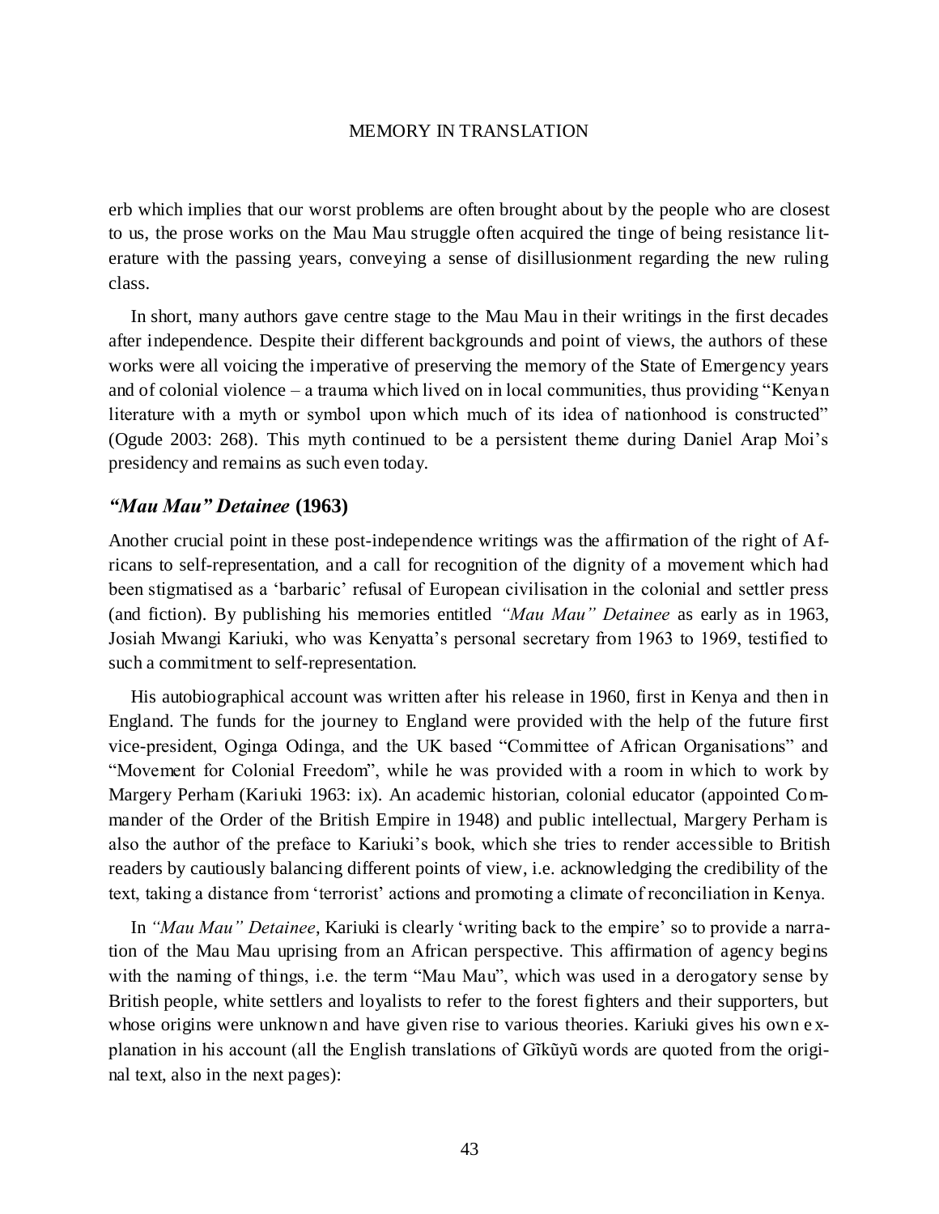erb which implies that our worst problems are often brought about by the people who are closest to us, the prose works on the Mau Mau struggle often acquired the tinge of being resistance literature with the passing years, conveying a sense of disillusionment regarding the new ruling class.

In short, many authors gave centre stage to the Mau Mau in their writings in the first decades after independence. Despite their different backgrounds and point of views, the authors of these works were all voicing the imperative of preserving the memory of the State of Emergency years and of colonial violence – a trauma which lived on in local communities, thus providing "Kenyan literature with a myth or symbol upon which much of its idea of nationhood is constructed" (Ogude 2003: 268). This myth continued to be a persistent theme during Daniel Arap Moi's presidency and remains as such even today.

### *"Mau Mau" Detainee* (1963)

Another crucial point in these post-independence writings was the affirmation of the right of Africans to self-representation, and a call for recognition of the dignity of a movement which had been stigmatised as a 'barbaric' refusal of European civilisation in the colonial and settler press (and fiction). By publishing his memories entitled *"Mau Mau" Detainee* as early as in 1963, Josiah Mwangi Kariuki, who was Kenyatta's personal secretary from 1963 to 1969, testified to such a commitment to self-representation.

His autobiographical account was written after his release in 1960, first in Kenya and then in England. The funds for the journey to England were provided with the help of the future first vice-president, Oginga Odinga, and the UK based "Committee of African Organisations" and "Movement for Colonial Freedom", while he was provided with a room in which to work by Margery Perham (Kariuki 1963: ix). An academic historian, colonial educator (appointed Commander of the Order of the British Empire in 1948) and public intellectual, Margery Perham is also the author of the preface to Kariuki's book, which she tries to render accessible to British readers by cautiously balancing different points of view, i.e. acknowledging the credibility of the text, taking a distance from 'terrorist' actions and promoting a climate of reconciliation in Kenya.

In *"Mau Mau" Detainee*, Kariuki is clearly 'writing back to the empire' so to provide a narration of the Mau Mau uprising from an African perspective. This affirmation of agency begins with the naming of things, i.e. the term "Mau Mau", which was used in a derogatory sense by British people, white settlers and loyalists to refer to the forest fighters and their supporters, but whose origins were unknown and have given rise to various theories. Kariuki gives his own explanation in his account (all the English translations of Gĩkũyũ words are quoted from the original text, also in the next pages):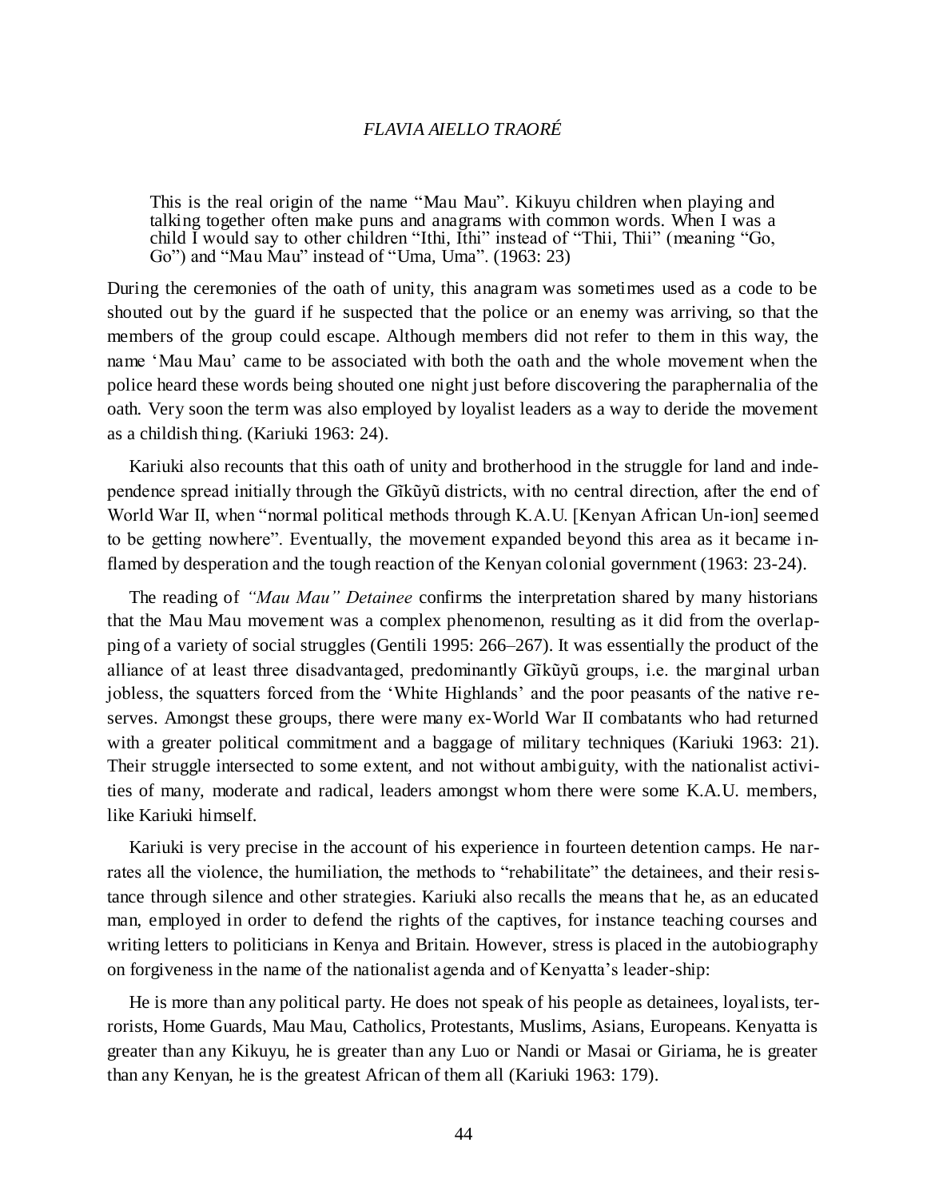> This is the real origin of the name "Mau Mau". Kikuyu children when playing and talking together often make puns and anagrams with common words. When I was a child I would say to other children "Ithi, Ithi" instead of "Thii, Thii" (meaning "Go, Go") and "Mau Mau" instead of "Uma, Uma". (1963: 23)

During the ceremonies of the oath of unity, this anagram was sometimes used as a code to be shouted out by the guard if he suspected that the police or an enemy was arriving, so that the members of the group could escape. Although members did not refer to them in this way, the name 'Mau Mau' came to be associated with both the oath and the whole movement when the police heard these words being shouted one night just before discovering the paraphernalia of the oath. Very soon the term was also employed by loyalist leaders as a way to deride the movement as a childish thing. (Kariuki 1963: 24).

Kariuki also recounts that this oath of unity and brotherhood in the struggle for land and independence spread initially through the Gĩkũyũ districts, with no central direction, after the end of World War II, when "normal political methods through K.A.U. [Kenyan African Un-ion] seemed to be getting nowhere". Eventually, the movement expanded beyond this area as it became inflamed by desperation and the tough reaction of the Kenyan colonial government (1963: 23-24).

The reading of *"Mau Mau" Detainee* confirms the interpretation shared by many historians that the Mau Mau movement was a complex phenomenon, resulting as it did from the overlapping of a variety of social struggles (Gentili 1995: 266–267). It was essentially the product of the alliance of at least three disadvantaged, predominantly Gĩkũyũ groups, i.e. the marginal urban jobless, the squatters forced from the 'White Highlands' and the poor peasants of the native reserves. Amongst these groups, there were many ex-World War II combatants who had returned with a greater political commitment and a baggage of military techniques (Kariuki 1963: 21). Their struggle intersected to some extent, and not without ambiguity, with the nationalist activities of many, moderate and radical, leaders amongst whom there were some K.A.U. members, like Kariuki himself.

Kariuki is very precise in the account of his experience in fourteen detention camps. He narrates all the violence, the humiliation, the methods to "rehabilitate" the detainees, and their resistance through silence and other strategies. Kariuki also recalls the means that he, as an educated man, employed in order to defend the rights of the captives, for instance teaching courses and writing letters to politicians in Kenya and Britain. However, stress is placed in the autobiography on forgiveness in the name of the nationalist agenda and of Kenyatta's leader-ship:

He is more than any political party. He does not speak of his people as detainees, loyalists, terrorists, Home Guards, Mau Mau, Catholics, Protestants, Muslims, Asians, Europeans. Kenyatta is greater than any Kikuyu, he is greater than any Luo or Nandi or Masai or Giriama, he is greater than any Kenyan, he is the greatest African of them all (Kariuki 1963: 179).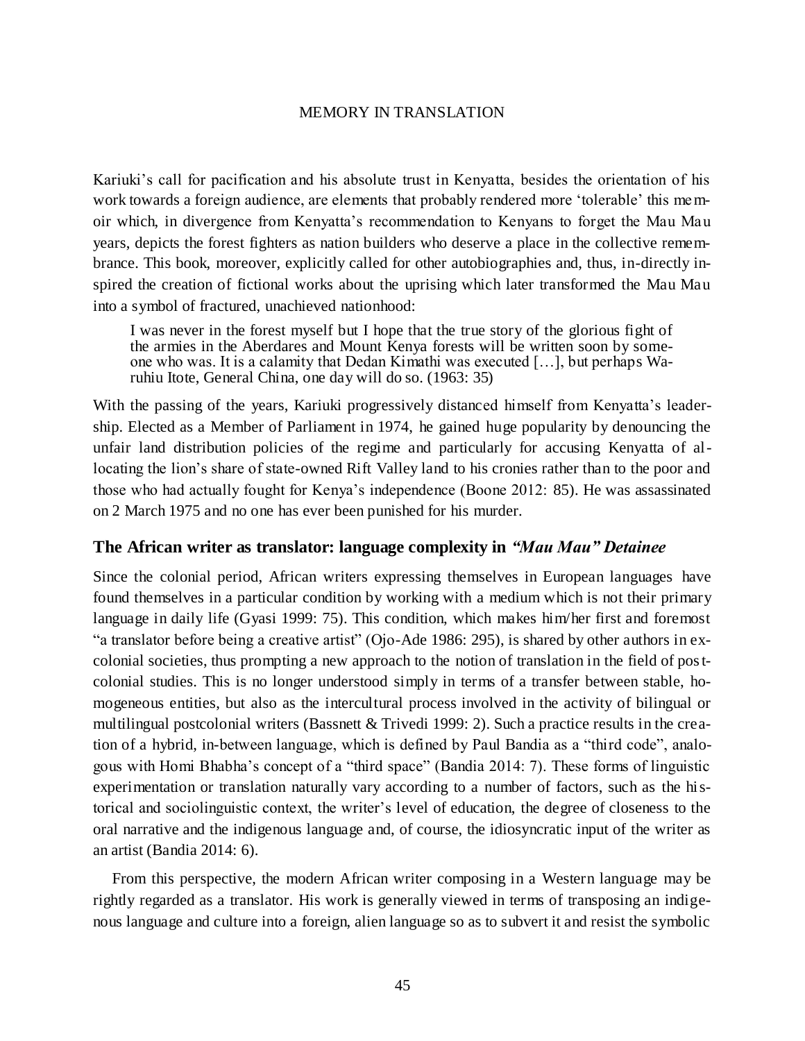Kariuki's call for pacification and his absolute trust in Kenyatta, besides the orientation of his work towards a foreign audience, are elements that probably rendered more 'tolerable' this memoir which, in divergence from Kenyatta's recommendation to Kenyans to forget the Mau Mau years, depicts the forest fighters as nation builders who deserve a place in the collective remembrance. This book, moreover, explicitly called for other autobiographies and, thus, in-directly inspired the creation of fictional works about the uprising which later transformed the Mau Mau into a symbol of fractured, unachieved nationhood:

> I was never in the forest myself but I hope that the true story of the glorious fight of the armies in the Aberdares and Mount Kenya forests will be written soon by someone who was. It is a calamity that Dedan Kimathi was executed […], but perhaps Waruhiu Itote, General China, one day will do so. (1963: 35)

With the passing of the years, Kariuki progressively distanced himself from Kenyatta's leadership. Elected as a Member of Parliament in 1974, he gained huge popularity by denouncing the unfair land distribution policies of the regime and particularly for accusing Kenyatta of allocating the lion's share of state-owned Rift Valley land to his cronies rather than to the poor and those who had actually fought for Kenya's independence (Boone 2012: 85). He was assassinated on 2 March 1975 and no one has ever been punished for his murder.

## The African writer as translator: language complexity in *"Mau Mau" Detainee*

Since the colonial period, African writers expressing themselves in European languages have found themselves in a particular condition by working with a medium which is not their primary language in daily life (Gyasi 1999: 75). This condition, which makes him/her first and foremost "a translator before being a creative artist" (Ojo-Ade 1986: 295), is shared by other authors in ex-colonial societies, thus prompting a new approach to the notion of translation in the field of postcolonial studies. This is no longer understood simply in terms of a transfer between stable, homogeneous entities, but also as the intercultural process involved in the activity of bilingual or multilingual postcolonial writers (Bassnett & Trivedi 1999: 2). Such a practice results in the creation of a hybrid, in-between language, which is defined by Paul Bandia as a "third code", analogous with Homi Bhabha's concept of a "third space" (Bandia 2014: 7). These forms of linguistic experimentation or translation naturally vary according to a number of factors, such as the historical and sociolinguistic context, the writer's level of education, the degree of closeness to the oral narrative and the indigenous language and, of course, the idiosyncratic input of the writer as an artist (Bandia 2014: 6).

From this perspective, the modern African writer composing in a Western language may be rightly regarded as a translator. His work is generally viewed in terms of transposing an indigenous language and culture into a foreign, alien language so as to subvert it and resist the symbolic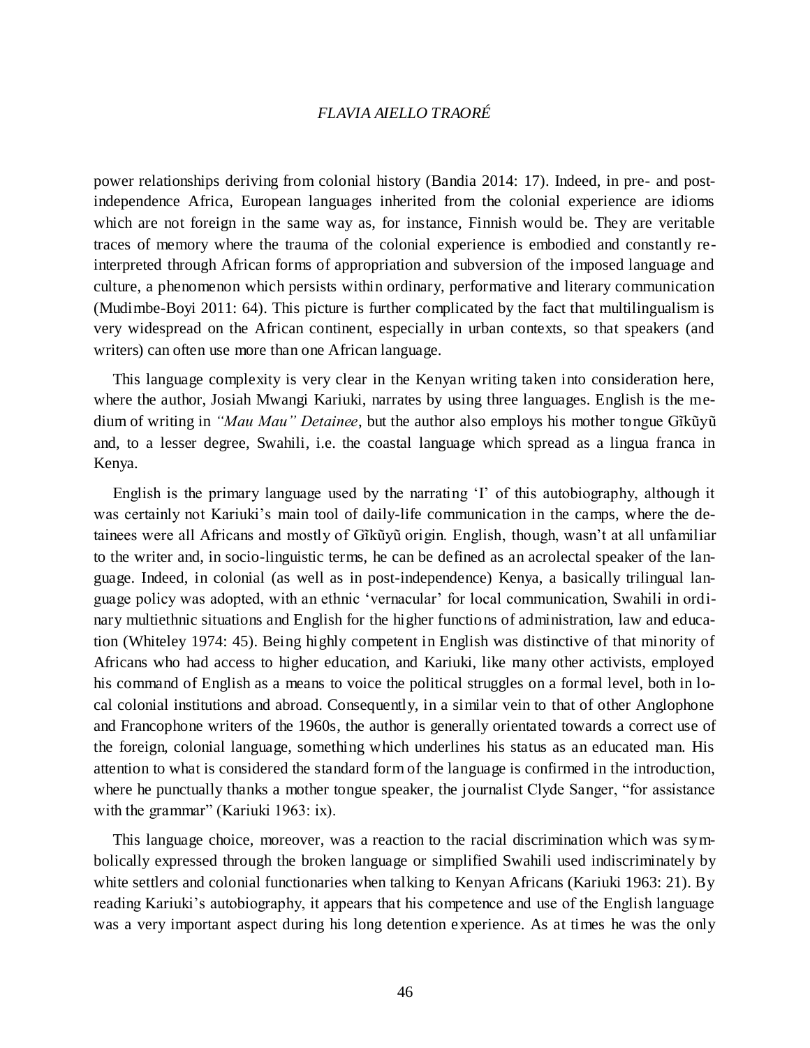power relationships deriving from colonial history (Bandia 2014: 17). Indeed, in pre- and post-independence Africa, European languages inherited from the colonial experience are idioms which are not foreign in the same way as, for instance, Finnish would be. They are veritable traces of memory where the trauma of the colonial experience is embodied and constantly re-interpreted through African forms of appropriation and subversion of the imposed language and culture, a phenomenon which persists within ordinary, performative and literary communication (Mudimbe-Boyi 2011: 64). This picture is further complicated by the fact that multilingualism is very widespread on the African continent, especially in urban contexts, so that speakers (and writers) can often use more than one African language.

This language complexity is very clear in the Kenyan writing taken into consideration here, where the author, Josiah Mwangi Kariuki, narrates by using three languages. English is the medium of writing in *"Mau Mau" Detainee*, but the author also employs his mother tongue Gĩkũyũ and, to a lesser degree, Swahili, i.e. the coastal language which spread as a lingua franca in Kenya.

English is the primary language used by the narrating 'I' of this autobiography, although it was certainly not Kariuki's main tool of daily-life communication in the camps, where the detainees were all Africans and mostly of Gĩkũyũ origin. English, though, wasn't at all unfamiliar to the writer and, in socio-linguistic terms, he can be defined as an acrolectal speaker of the language. Indeed, in colonial (as well as in post-independence) Kenya, a basically trilingual language policy was adopted, with an ethnic 'vernacular' for local communication, Swahili in ordinary multiethnic situations and English for the higher functions of administration, law and education (Whiteley 1974: 45). Being highly competent in English was distinctive of that minority of Africans who had access to higher education, and Kariuki, like many other activists, employed his command of English as a means to voice the political struggles on a formal level, both in local colonial institutions and abroad. Consequently, in a similar vein to that of other Anglophone and Francophone writers of the 1960s, the author is generally orientated towards a correct use of the foreign, colonial language, something which underlines his status as an educated man. His attention to what is considered the standard form of the language is confirmed in the introduction, where he punctually thanks a mother tongue speaker, the journalist Clyde Sanger, "for assistance with the grammar" (Kariuki 1963: ix).

This language choice, moreover, was a reaction to the racial discrimination which was symbolically expressed through the broken language or simplified Swahili used indiscriminately by white settlers and colonial functionaries when talking to Kenyan Africans (Kariuki 1963: 21). By reading Kariuki's autobiography, it appears that his competence and use of the English language was a very important aspect during his long detention experience. As at times he was the only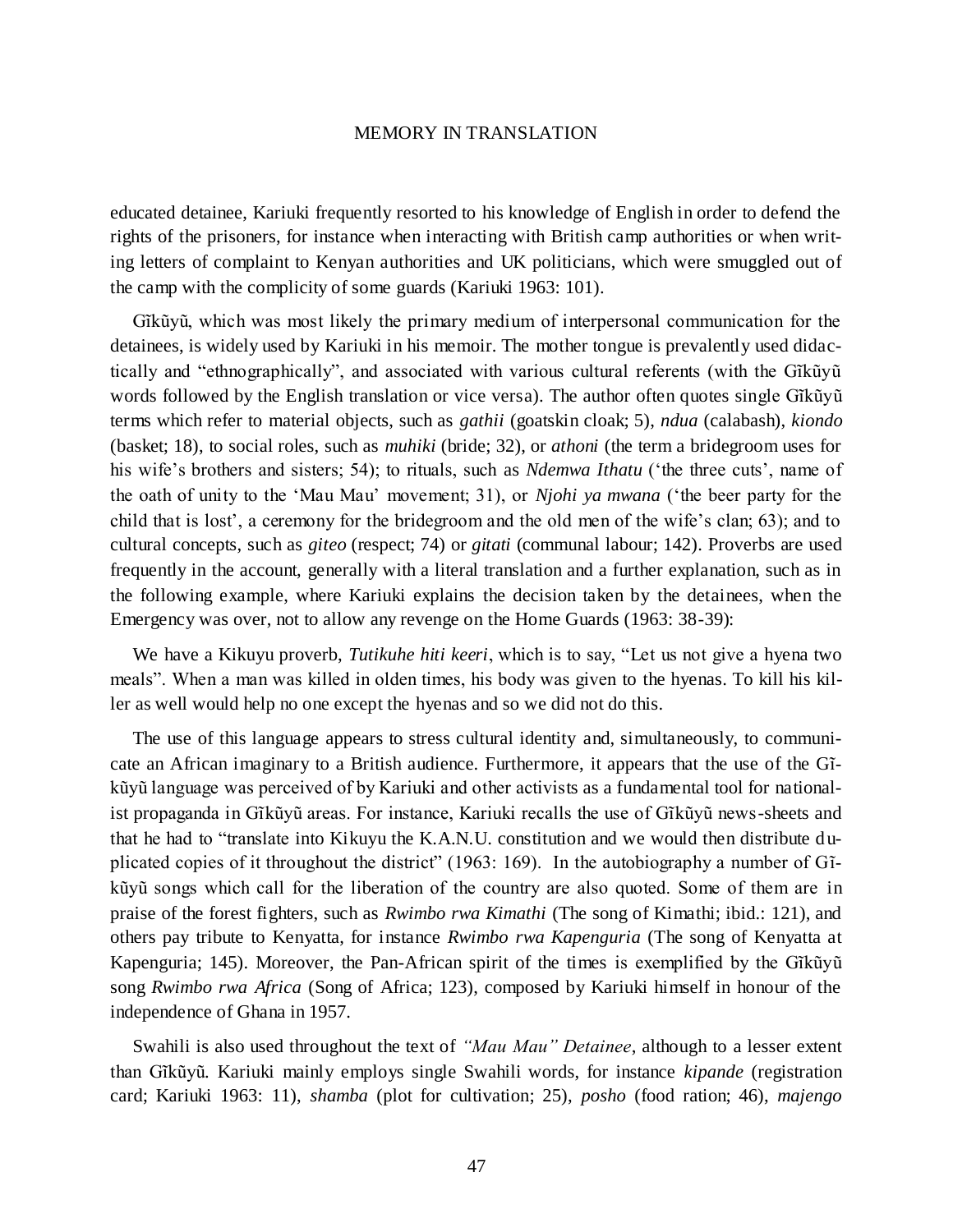educated detainee, Kariuki frequently resorted to his knowledge of English in order to defend the rights of the prisoners, for instance when interacting with British camp authorities or when writing letters of complaint to Kenyan authorities and UK politicians, which were smuggled out of the camp with the complicity of some guards (Kariuki 1963: 101).

Gĩkũyũ, which was most likely the primary medium of interpersonal communication for the detainees, is widely used by Kariuki in his memoir. The mother tongue is prevalently used didactically and "ethnographically", and associated with various cultural referents (with the Gĩkũyũ words followed by the English translation or vice versa). The author often quotes single Gĩkũyũ terms which refer to material objects, such as *gathii* (goatskin cloak; 5), *ndua* (calabash), *kiondo* (basket; 18), to social roles, such as *muhiki* (bride; 32), or *athoni* (the term a bridegroom uses for his wife's brothers and sisters; 54); to rituals, such as *Ndemwa Ithatu* ('the three cuts', name of the oath of unity to the 'Mau Mau' movement; 31), or *Njohi ya mwana* ('the beer party for the child that is lost', a ceremony for the bridegroom and the old men of the wife's clan; 63); and to cultural concepts, such as *giteo* (respect; 74) or *gitati* (communal labour; 142). Proverbs are used frequently in the account, generally with a literal translation and a further explanation, such as in the following example, where Kariuki explains the decision taken by the detainees, when the Emergency was over, not to allow any revenge on the Home Guards (1963: 38-39):

We have a Kikuyu proverb, *Tutikuhe hiti keeri*, which is to say, "Let us not give a hyena two meals". When a man was killed in olden times, his body was given to the hyenas. To kill his killer as well would help no one except the hyenas and so we did not do this.

The use of this language appears to stress cultural identity and, simultaneously, to communicate an African imaginary to a British audience. Furthermore, it appears that the use of the Gĩkũyũ language was perceived of by Kariuki and other activists as a fundamental tool for nationalist propaganda in Gĩkũyũ areas. For instance, Kariuki recalls the use of Gĩkũyũ news-sheets and that he had to "translate into Kikuyu the K.A.N.U. constitution and we would then distribute duplicated copies of it throughout the district" (1963: 169). In the autobiography a number of Gĩkũyũ songs which call for the liberation of the country are also quoted. Some of them are in praise of the forest fighters, such as *Rwimbo rwa Kimathi* (The song of Kimathi; ibid.: 121), and others pay tribute to Kenyatta, for instance *Rwimbo rwa Kapenguria* (The song of Kenyatta at Kapenguria; 145). Moreover, the Pan-African spirit of the times is exemplified by the Gĩkũyũ song *Rwimbo rwa Africa* (Song of Africa; 123), composed by Kariuki himself in honour of the independence of Ghana in 1957.

Swahili is also used throughout the text of *"Mau Mau" Detainee*, although to a lesser extent than Gĩkũyũ. Kariuki mainly employs single Swahili words, for instance *kipande* (registration card; Kariuki 1963: 11), *shamba* (plot for cultivation; 25), *posho* (food ration; 46), *majengo*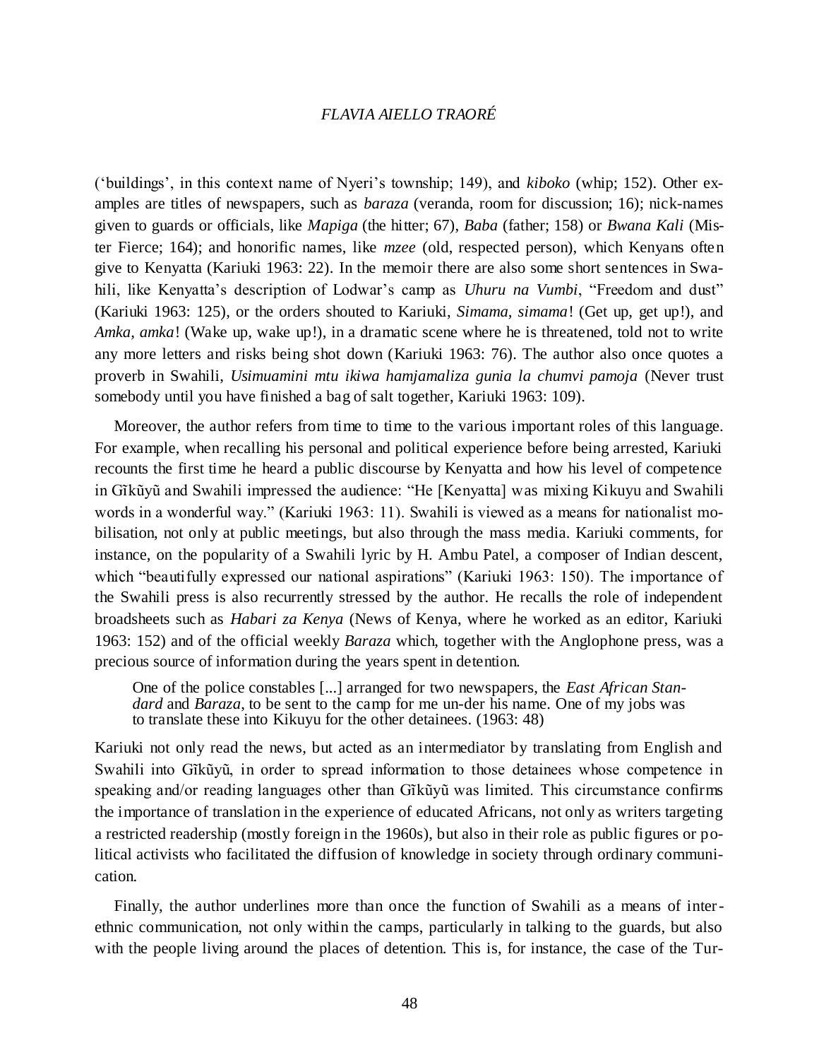(‘buildings’, in this context name of Nyeri’s township; 149), and *kiboko* (whip; 152). Other examples are titles of newspapers, such as *baraza* (veranda, room for discussion; 16); nick-names given to guards or officials, like *Mapiga* (the hitter; 67), *Baba* (father; 158) or *Bwana Kali* (Mister Fierce; 164); and honorific names, like *mzee* (old, respected person), which Kenyans often give to Kenyatta (Kariuki 1963: 22). In the memoir there are also some short sentences in Swahili, like Kenyatta’s description of Lodwar’s camp as *Uhuru na Vumbi*, “Freedom and dust” (Kariuki 1963: 125), or the orders shouted to Kariuki, *Simama, simama*! (Get up, get up!), and *Amka, amka*! (Wake up, wake up!), in a dramatic scene where he is threatened, told not to write any more letters and risks being shot down (Kariuki 1963: 76). The author also once quotes a proverb in Swahili, *Usimuamini mtu ikiwa hamjamaliza gunia la chumvi pamoja* (Never trust somebody until you have finished a bag of salt together, Kariuki 1963: 109).

Moreover, the author refers from time to time to the various important roles of this language. For example, when recalling his personal and political experience before being arrested, Kariuki recounts the first time he heard a public discourse by Kenyatta and how his level of competence in Gĩkũyũ and Swahili impressed the audience: “He [Kenyatta] was mixing Kikuyu and Swahili words in a wonderful way.” (Kariuki 1963: 11). Swahili is viewed as a means for nationalist mobilisation, not only at public meetings, but also through the mass media. Kariuki comments, for instance, on the popularity of a Swahili lyric by H. Ambu Patel, a composer of Indian descent, which “beautifully expressed our national aspirations” (Kariuki 1963: 150). The importance of the Swahili press is also recurrently stressed by the author. He recalls the role of independent broadsheets such as *Habari za Kenya* (News of Kenya, where he worked as an editor, Kariuki 1963: 152) and of the official weekly *Baraza* which, together with the Anglophone press, was a precious source of information during the years spent in detention.

> One of the police constables [...] arranged for two newspapers, the *East African Standard* and *Baraza*, to be sent to the camp for me un-der his name. One of my jobs was to translate these into Kikuyu for the other detainees. (1963: 48)

Kariuki not only read the news, but acted as an intermediator by translating from English and Swahili into Gĩkũyũ, in order to spread information to those detainees whose competence in speaking and/or reading languages other than Gĩkũyũ was limited. This circumstance confirms the importance of translation in the experience of educated Africans, not only as writers targeting a restricted readership (mostly foreign in the 1960s), but also in their role as public figures or political activists who facilitated the diffusion of knowledge in society through ordinary communication.

Finally, the author underlines more than once the function of Swahili as a means of inter-ethnic communication, not only within the camps, particularly in talking to the guards, but also with the people living around the places of detention. This is, for instance, the case of the Tur-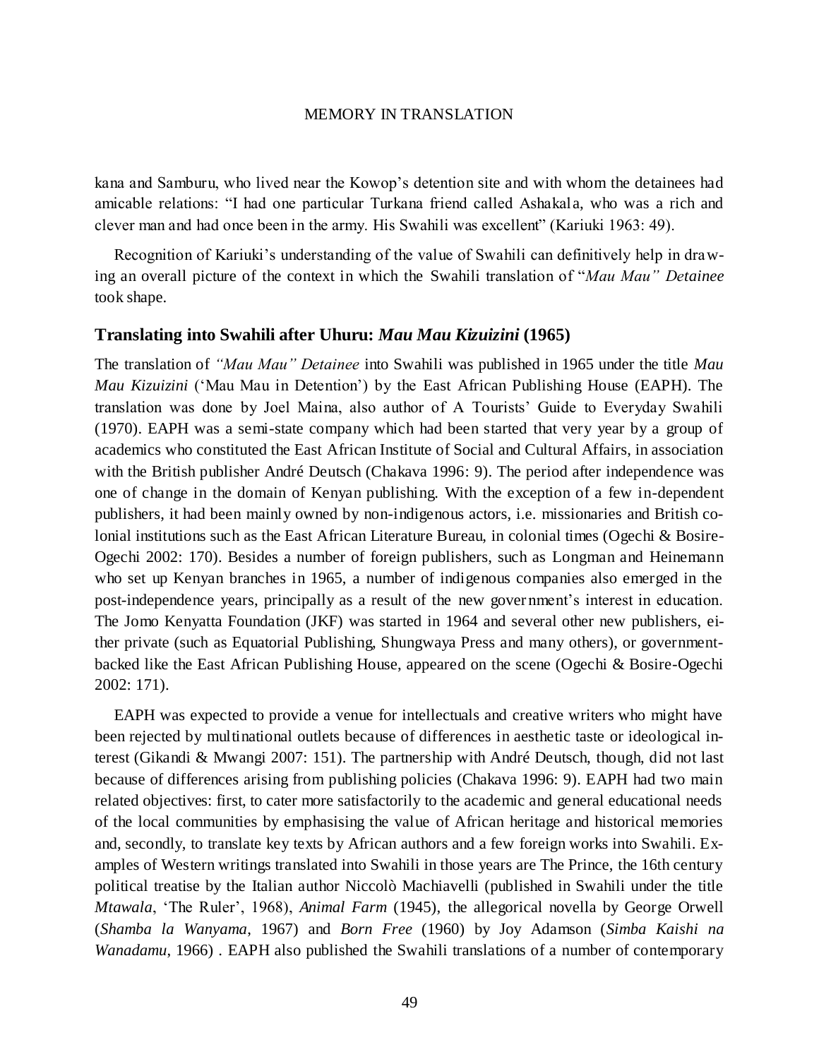kana and Samburu, who lived near the Kowop's detention site and with whom the detainees had amicable relations: "I had one particular Turkana friend called Ashakala, who was a rich and clever man and had once been in the army. His Swahili was excellent" (Kariuki 1963: 49).

Recognition of Kariuki's understanding of the value of Swahili can definitively help in drawing an overall picture of the context in which the Swahili translation of "*Mau Mau" Detainee* took shape.

## Translating into Swahili after Uhuru: *Mau Mau Kizuizini* (1965)

The translation of *"Mau Mau" Detainee* into Swahili was published in 1965 under the title *Mau Mau Kizuizini* ('Mau Mau in Detention') by the East African Publishing House (EAPH). The translation was done by Joel Maina, also author of A Tourists' Guide to Everyday Swahili (1970). EAPH was a semi-state company which had been started that very year by a group of academics who constituted the East African Institute of Social and Cultural Affairs, in association with the British publisher André Deutsch (Chakava 1996: 9). The period after independence was one of change in the domain of Kenyan publishing. With the exception of a few in-dependent publishers, it had been mainly owned by non-indigenous actors, i.e. missionaries and British colonial institutions such as the East African Literature Bureau, in colonial times (Ogechi & Bosire-Ogechi 2002: 170). Besides a number of foreign publishers, such as Longman and Heinemann who set up Kenyan branches in 1965, a number of indigenous companies also emerged in the post-independence years, principally as a result of the new government's interest in education. The Jomo Kenyatta Foundation (JKF) was started in 1964 and several other new publishers, either private (such as Equatorial Publishing, Shungwaya Press and many others), or government-backed like the East African Publishing House, appeared on the scene (Ogechi & Bosire-Ogechi 2002: 171).

EAPH was expected to provide a venue for intellectuals and creative writers who might have been rejected by multinational outlets because of differences in aesthetic taste or ideological interest (Gikandi & Mwangi 2007: 151). The partnership with André Deutsch, though, did not last because of differences arising from publishing policies (Chakava 1996: 9). EAPH had two main related objectives: first, to cater more satisfactorily to the academic and general educational needs of the local communities by emphasising the value of African heritage and historical memories and, secondly, to translate key texts by African authors and a few foreign works into Swahili. Examples of Western writings translated into Swahili in those years are The Prince, the 16th century political treatise by the Italian author Niccolò Machiavelli (published in Swahili under the title *Mtawala*, 'The Ruler', 1968), *Animal Farm* (1945), the allegorical novella by George Orwell (*Shamba la Wanyama*, 1967) and *Born Free* (1960) by Joy Adamson (*Simba Kaishi na Wanadamu*, 1966) . EAPH also published the Swahili translations of a number of contemporary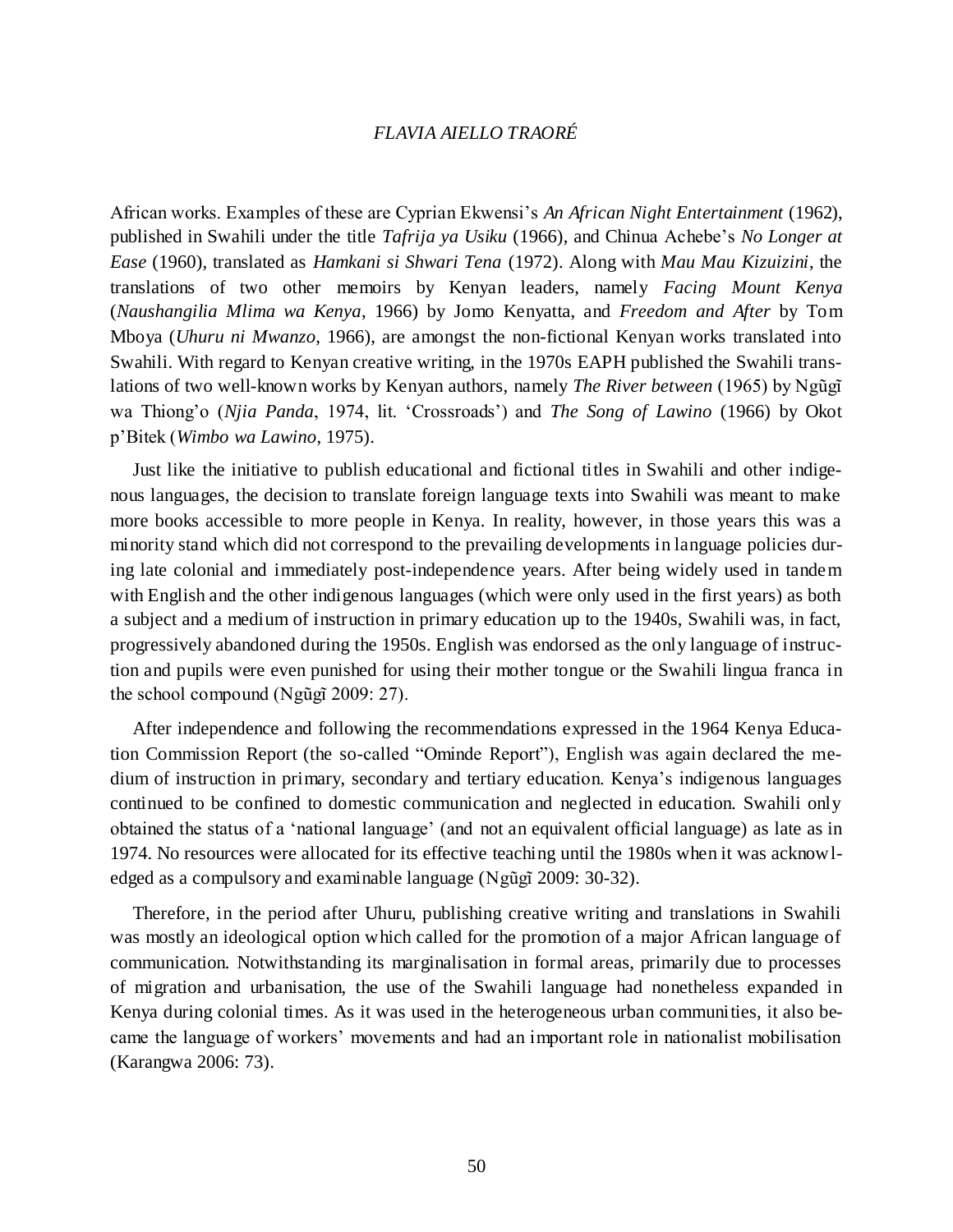African works. Examples of these are Cyprian Ekwensi's *An African Night Entertainment* (1962), published in Swahili under the title *Tafrija ya Usiku* (1966), and Chinua Achebe's *No Longer at Ease* (1960), translated as *Hamkani si Shwari Tena* (1972). Along with *Mau Mau Kizuizini*, the translations of two other memoirs by Kenyan leaders, namely *Facing Mount Kenya* (*Naushangilia Mlima wa Kenya*, 1966) by Jomo Kenyatta, and *Freedom and After* by Tom Mboya (*Uhuru ni Mwanzo*, 1966), are amongst the non-fictional Kenyan works translated into Swahili. With regard to Kenyan creative writing, in the 1970s EAPH published the Swahili translations of two well-known works by Kenyan authors, namely *The River between* (1965) by Ngũgĩ wa Thiong'o (*Njia Panda*, 1974, lit. 'Crossroads') and *The Song of Lawino* (1966) by Okot p'Bitek (*Wimbo wa Lawino*, 1975).

Just like the initiative to publish educational and fictional titles in Swahili and other indigenous languages, the decision to translate foreign language texts into Swahili was meant to make more books accessible to more people in Kenya. In reality, however, in those years this was a minority stand which did not correspond to the prevailing developments in language policies during late colonial and immediately post-independence years. After being widely used in tandem with English and the other indigenous languages (which were only used in the first years) as both a subject and a medium of instruction in primary education up to the 1940s, Swahili was, in fact, progressively abandoned during the 1950s. English was endorsed as the only language of instruction and pupils were even punished for using their mother tongue or the Swahili lingua franca in the school compound (Ngũgĩ 2009: 27).

After independence and following the recommendations expressed in the 1964 Kenya Education Commission Report (the so-called "Ominde Report"), English was again declared the medium of instruction in primary, secondary and tertiary education. Kenya's indigenous languages continued to be confined to domestic communication and neglected in education. Swahili only obtained the status of a 'national language' (and not an equivalent official language) as late as in 1974. No resources were allocated for its effective teaching until the 1980s when it was acknowledged as a compulsory and examinable language (Ngũgĩ 2009: 30-32).

Therefore, in the period after Uhuru, publishing creative writing and translations in Swahili was mostly an ideological option which called for the promotion of a major African language of communication. Notwithstanding its marginalisation in formal areas, primarily due to processes of migration and urbanisation, the use of the Swahili language had nonetheless expanded in Kenya during colonial times. As it was used in the heterogeneous urban communities, it also became the language of workers' movements and had an important role in nationalist mobilisation (Karangwa 2006: 73).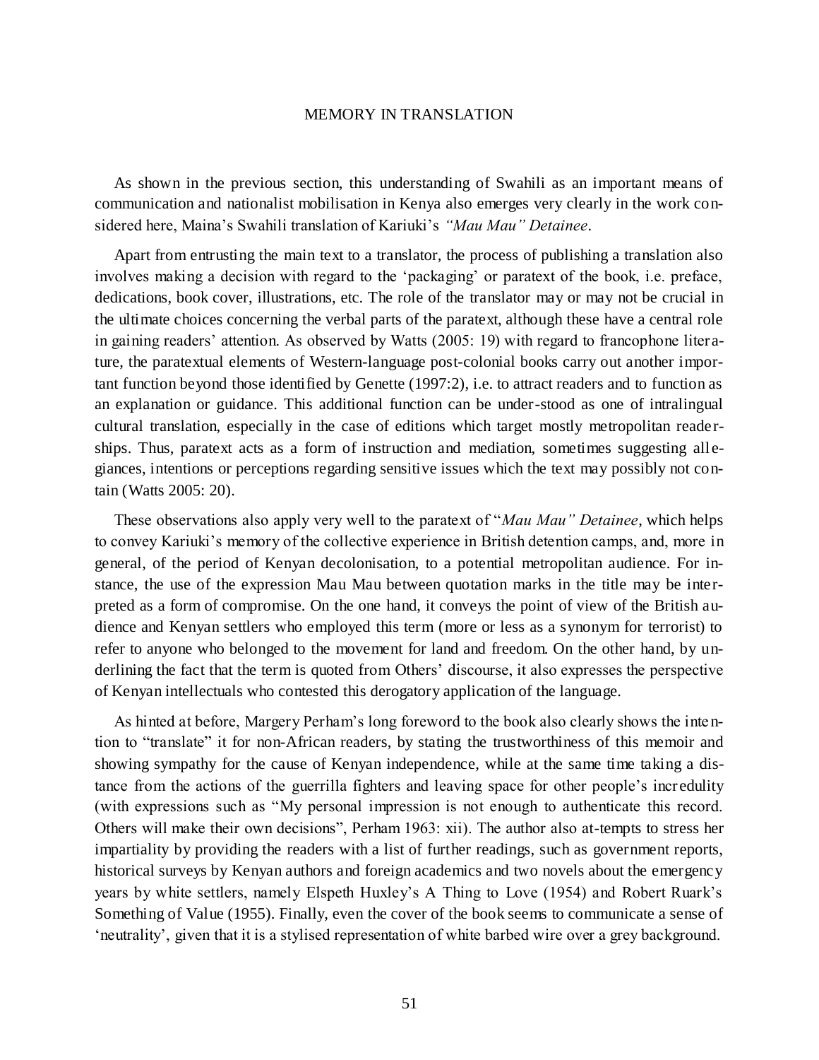As shown in the previous section, this understanding of Swahili as an important means of communication and nationalist mobilisation in Kenya also emerges very clearly in the work considered here, Maina's Swahili translation of Kariuki's *"Mau Mau" Detainee*.

Apart from entrusting the main text to a translator, the process of publishing a translation also involves making a decision with regard to the 'packaging' or paratext of the book, i.e. preface, dedications, book cover, illustrations, etc. The role of the translator may or may not be crucial in the ultimate choices concerning the verbal parts of the paratext, although these have a central role in gaining readers' attention. As observed by Watts (2005: 19) with regard to francophone literature, the paratextual elements of Western-language post-colonial books carry out another important function beyond those identified by Genette (1997:2), i.e. to attract readers and to function as an explanation or guidance. This additional function can be under-stood as one of intralingual cultural translation, especially in the case of editions which target mostly metropolitan readerships. Thus, paratext acts as a form of instruction and mediation, sometimes suggesting allegiances, intentions or perceptions regarding sensitive issues which the text may possibly not contain (Watts 2005: 20).

These observations also apply very well to the paratext of "*Mau Mau" Detainee*, which helps to convey Kariuki's memory of the collective experience in British detention camps, and, more in general, of the period of Kenyan decolonisation, to a potential metropolitan audience. For instance, the use of the expression Mau Mau between quotation marks in the title may be interpreted as a form of compromise. On the one hand, it conveys the point of view of the British audience and Kenyan settlers who employed this term (more or less as a synonym for terrorist) to refer to anyone who belonged to the movement for land and freedom. On the other hand, by underlining the fact that the term is quoted from Others' discourse, it also expresses the perspective of Kenyan intellectuals who contested this derogatory application of the language.

As hinted at before, Margery Perham's long foreword to the book also clearly shows the intention to "translate" it for non-African readers, by stating the trustworthiness of this memoir and showing sympathy for the cause of Kenyan independence, while at the same time taking a distance from the actions of the guerrilla fighters and leaving space for other people's incredulity (with expressions such as "My personal impression is not enough to authenticate this record. Others will make their own decisions", Perham 1963: xii). The author also at-tempts to stress her impartiality by providing the readers with a list of further readings, such as government reports, historical surveys by Kenyan authors and foreign academics and two novels about the emergency years by white settlers, namely Elspeth Huxley's A Thing to Love (1954) and Robert Ruark's Something of Value (1955). Finally, even the cover of the book seems to communicate a sense of 'neutrality', given that it is a stylised representation of white barbed wire over a grey background.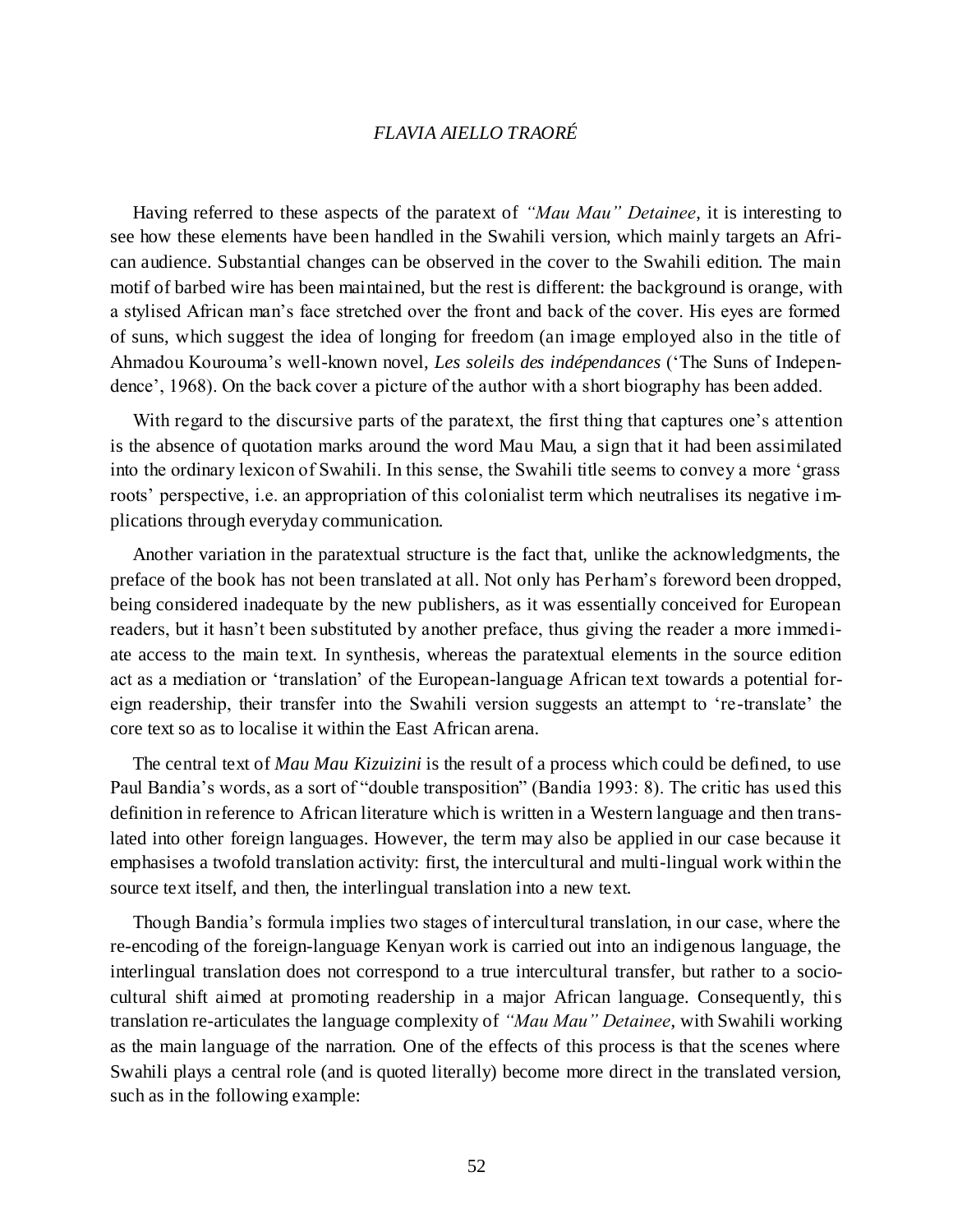Having referred to these aspects of the paratext of *"Mau Mau" Detainee*, it is interesting to see how these elements have been handled in the Swahili version, which mainly targets an African audience. Substantial changes can be observed in the cover to the Swahili edition. The main motif of barbed wire has been maintained, but the rest is different: the background is orange, with a stylised African man's face stretched over the front and back of the cover. His eyes are formed of suns, which suggest the idea of longing for freedom (an image employed also in the title of Ahmadou Kourouma's well-known novel, *Les soleils des indépendances* ('The Suns of Independence', 1968). On the back cover a picture of the author with a short biography has been added.

With regard to the discursive parts of the paratext, the first thing that captures one's attention is the absence of quotation marks around the word Mau Mau, a sign that it had been assimilated into the ordinary lexicon of Swahili. In this sense, the Swahili title seems to convey a more 'grass roots' perspective, i.e. an appropriation of this colonialist term which neutralises its negative implications through everyday communication.

Another variation in the paratextual structure is the fact that, unlike the acknowledgments, the preface of the book has not been translated at all. Not only has Perham's foreword been dropped, being considered inadequate by the new publishers, as it was essentially conceived for European readers, but it hasn't been substituted by another preface, thus giving the reader a more immediate access to the main text. In synthesis, whereas the paratextual elements in the source edition act as a mediation or 'translation' of the European-language African text towards a potential foreign readership, their transfer into the Swahili version suggests an attempt to 're-translate' the core text so as to localise it within the East African arena.

The central text of *Mau Mau Kizuizini* is the result of a process which could be defined, to use Paul Bandia's words, as a sort of "double transposition" (Bandia 1993: 8). The critic has used this definition in reference to African literature which is written in a Western language and then translated into other foreign languages. However, the term may also be applied in our case because it emphasises a twofold translation activity: first, the intercultural and multi-lingual work within the source text itself, and then, the interlingual translation into a new text.

Though Bandia's formula implies two stages of intercultural translation, in our case, where the re-encoding of the foreign-language Kenyan work is carried out into an indigenous language, the interlingual translation does not correspond to a true intercultural transfer, but rather to a socio-cultural shift aimed at promoting readership in a major African language. Consequently, this translation re-articulates the language complexity of *"Mau Mau" Detainee*, with Swahili working as the main language of the narration. One of the effects of this process is that the scenes where Swahili plays a central role (and is quoted literally) become more direct in the translated version, such as in the following example: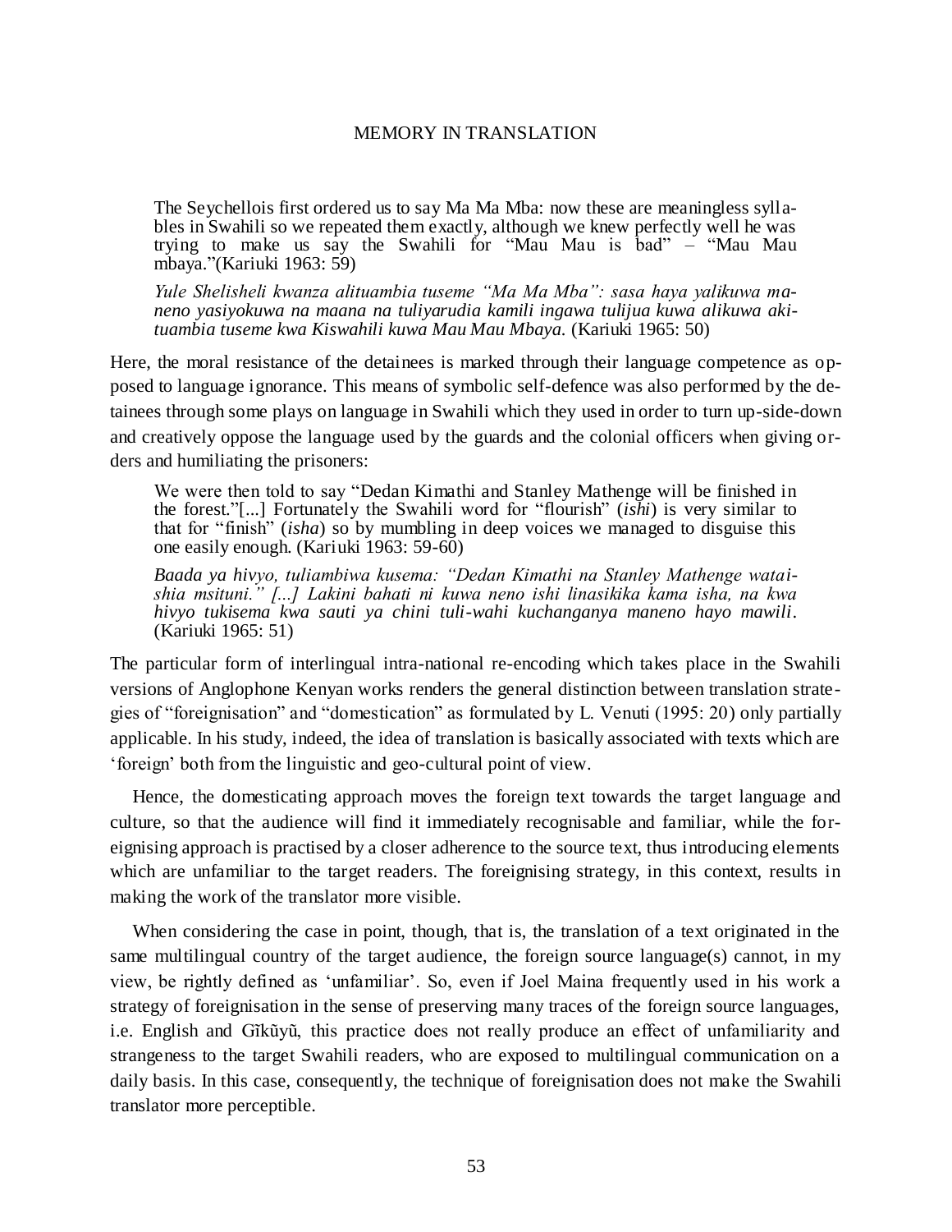> The Seychellois first ordered us to say Ma Ma Mba: now these are meaningless syllables in Swahili so we repeated them exactly, although we knew perfectly well he was trying to make us say the Swahili for "Mau Mau is bad" – "Mau Mau mbaya."(Kariuki 1963: 59)
>
> *Yule Shelisheli kwanza alituambia tuseme "Ma Ma Mba": sasa haya yalikuwa maneno yasiyokuwa na maana na tuliyarudia kamili ingawa tulijua kuwa alikuwa akituambia tuseme kwa Kiswahili kuwa Mau Mau Mbaya.* (Kariuki 1965: 50)

Here, the moral resistance of the detainees is marked through their language competence as opposed to language ignorance. This means of symbolic self-defence was also performed by the detainees through some plays on language in Swahili which they used in order to turn up-side-down and creatively oppose the language used by the guards and the colonial officers when giving orders and humiliating the prisoners:

> We were then told to say "Dedan Kimathi and Stanley Mathenge will be finished in the forest."[...] Fortunately the Swahili word for "flourish" (*ishi*) is very similar to that for "finish" (*isha*) so by mumbling in deep voices we managed to disguise this one easily enough. (Kariuki 1963: 59-60)
>
> *Baada ya hivyo, tuliambiwa kusema: "Dedan Kimathi na Stanley Mathenge wataishia msituni." [...] Lakini bahati ni kuwa neno ishi linasikika kama isha, na kwa hivyo tukisema kwa sauti ya chini tuli-wahi kuchanganya maneno hayo mawili.* (Kariuki 1965: 51)

The particular form of interlingual intra-national re-encoding which takes place in the Swahili versions of Anglophone Kenyan works renders the general distinction between translation strategies of "foreignisation" and "domestication" as formulated by L. Venuti (1995: 20) only partially applicable. In his study, indeed, the idea of translation is basically associated with texts which are 'foreign' both from the linguistic and geo-cultural point of view.

Hence, the domesticating approach moves the foreign text towards the target language and culture, so that the audience will find it immediately recognisable and familiar, while the foreignising approach is practised by a closer adherence to the source text, thus introducing elements which are unfamiliar to the target readers. The foreignising strategy, in this context, results in making the work of the translator more visible.

When considering the case in point, though, that is, the translation of a text originated in the same multilingual country of the target audience, the foreign source language(s) cannot, in my view, be rightly defined as 'unfamiliar'. So, even if Joel Maina frequently used in his work a strategy of foreignisation in the sense of preserving many traces of the foreign source languages, i.e. English and Gĩkũyũ, this practice does not really produce an effect of unfamiliarity and strangeness to the target Swahili readers, who are exposed to multilingual communication on a daily basis. In this case, consequently, the technique of foreignisation does not make the Swahili translator more perceptible.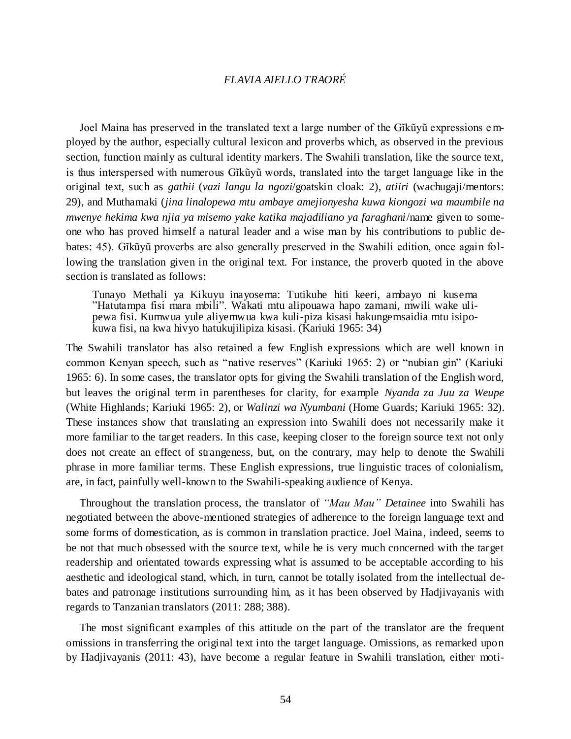Joel Maina has preserved in the translated text a large number of the Gĩkũyũ expressions employed by the author, especially cultural lexicon and proverbs which, as observed in the previous section, function mainly as cultural identity markers. The Swahili translation, like the source text, is thus interspersed with numerous Gĩkũyũ words, translated into the target language like in the original text, such as *gathii* (*vazi langu la ngozi*/goatskin cloak: 2), *atiiri* (wachugaji/mentors: 29), and Muthamaki (*jina linalopewa mtu ambaye amejionyesha kuwa kiongozi wa maumbile na mwenye hekima kwa njia ya misemo yake katika majadiliano ya faraghani*/name given to someone who has proved himself a natural leader and a wise man by his contributions to public debates: 45). Gĩkũyũ proverbs are also generally preserved in the Swahili edition, once again following the translation given in the original text. For instance, the proverb quoted in the above section is translated as follows:

> Tunayo Methali ya Kikuyu inayosema: Tutikuhe hiti keeri, ambayo ni kusema "Hatutampa fisi mara mbili". Wakati mtu alipouawa hapo zamani, mwili wake ulipewa fisi. Kumwua yule aliyemwua kwa kuli-piza kisasi hakungemsaidia mtu isipokuwa fisi, na kwa hivyo hatukujilipiza kisasi. (Kariuki 1965: 34)

The Swahili translator has also retained a few English expressions which are well known in common Kenyan speech, such as "native reserves" (Kariuki 1965: 2) or "nubian gin" (Kariuki 1965: 6). In some cases, the translator opts for giving the Swahili translation of the English word, but leaves the original term in parentheses for clarity, for example *Nyanda za Juu za Weupe* (White Highlands; Kariuki 1965: 2), or *Walinzi wa Nyumbani* (Home Guards; Kariuki 1965: 32). These instances show that translating an expression into Swahili does not necessarily make it more familiar to the target readers. In this case, keeping closer to the foreign source text not only does not create an effect of strangeness, but, on the contrary, may help to denote the Swahili phrase in more familiar terms. These English expressions, true linguistic traces of colonialism, are, in fact, painfully well-known to the Swahili-speaking audience of Kenya.

Throughout the translation process, the translator of *"Mau Mau" Detainee* into Swahili has negotiated between the above-mentioned strategies of adherence to the foreign language text and some forms of domestication, as is common in translation practice. Joel Maina, indeed, seems to be not that much obsessed with the source text, while he is very much concerned with the target readership and orientated towards expressing what is assumed to be acceptable according to his aesthetic and ideological stand, which, in turn, cannot be totally isolated from the intellectual debates and patronage institutions surrounding him, as it has been observed by Hadjivayanis with regards to Tanzanian translators (2011: 288; 388).

The most significant examples of this attitude on the part of the translator are the frequent omissions in transferring the original text into the target language. Omissions, as remarked upon by Hadjivayanis (2011: 43), have become a regular feature in Swahili translation, either moti-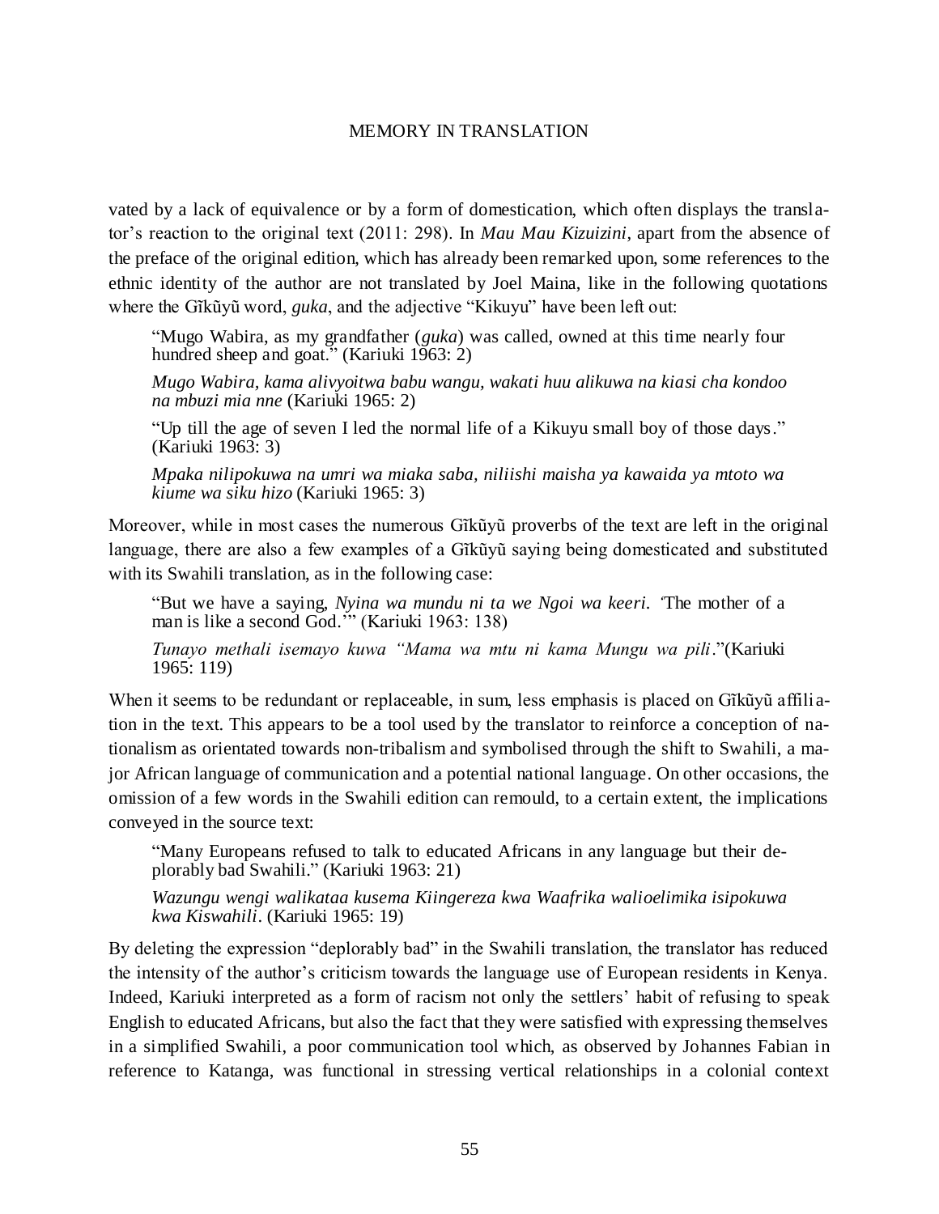vated by a lack of equivalence or by a form of domestication, which often displays the translator's reaction to the original text (2011: 298). In *Mau Mau Kizuizini*, apart from the absence of the preface of the original edition, which has already been remarked upon, some references to the ethnic identity of the author are not translated by Joel Maina, like in the following quotations where the Gĩkũyũ word, *guka*, and the adjective "Kikuyu" have been left out:

> "Mugo Wabira, as my grandfather (*guka*) was called, owned at this time nearly four hundred sheep and goat." (Kariuki 1963: 2)
>
> *Mugo Wabira, kama alivyoitwa babu wangu, wakati huu alikuwa na kiasi cha kondoo na mbuzi mia nne* (Kariuki 1965: 2)
>
> "Up till the age of seven I led the normal life of a Kikuyu small boy of those days." (Kariuki 1963: 3)
>
> *Mpaka nilipokuwa na umri wa miaka saba, niliishi maisha ya kawaida ya mtoto wa kiume wa siku hizo* (Kariuki 1965: 3)

Moreover, while in most cases the numerous Gĩkũyũ proverbs of the text are left in the original language, there are also a few examples of a Gĩkũyũ saying being domesticated and substituted with its Swahili translation, as in the following case:

> "But we have a saying, *Nyina wa mundu ni ta we Ngoi wa keeri. '*The mother of a man is like a second God.'" (Kariuki 1963: 138)
>
> *Tunayo methali isemayo kuwa "Mama wa mtu ni kama Mungu wa pili*."(Kariuki 1965: 119)

When it seems to be redundant or replaceable, in sum, less emphasis is placed on Gĩkũyũ affiliation in the text. This appears to be a tool used by the translator to reinforce a conception of nationalism as orientated towards non-tribalism and symbolised through the shift to Swahili, a major African language of communication and a potential national language. On other occasions, the omission of a few words in the Swahili edition can remould, to a certain extent, the implications conveyed in the source text:

> "Many Europeans refused to talk to educated Africans in any language but their deplorably bad Swahili." (Kariuki 1963: 21)
>
> *Wazungu wengi walikataa kusema Kiingereza kwa Waafrika walioelimika isipokuwa kwa Kiswahili*. (Kariuki 1965: 19)

By deleting the expression "deplorably bad" in the Swahili translation, the translator has reduced the intensity of the author's criticism towards the language use of European residents in Kenya. Indeed, Kariuki interpreted as a form of racism not only the settlers' habit of refusing to speak English to educated Africans, but also the fact that they were satisfied with expressing themselves in a simplified Swahili, a poor communication tool which, as observed by Johannes Fabian in reference to Katanga, was functional in stressing vertical relationships in a colonial context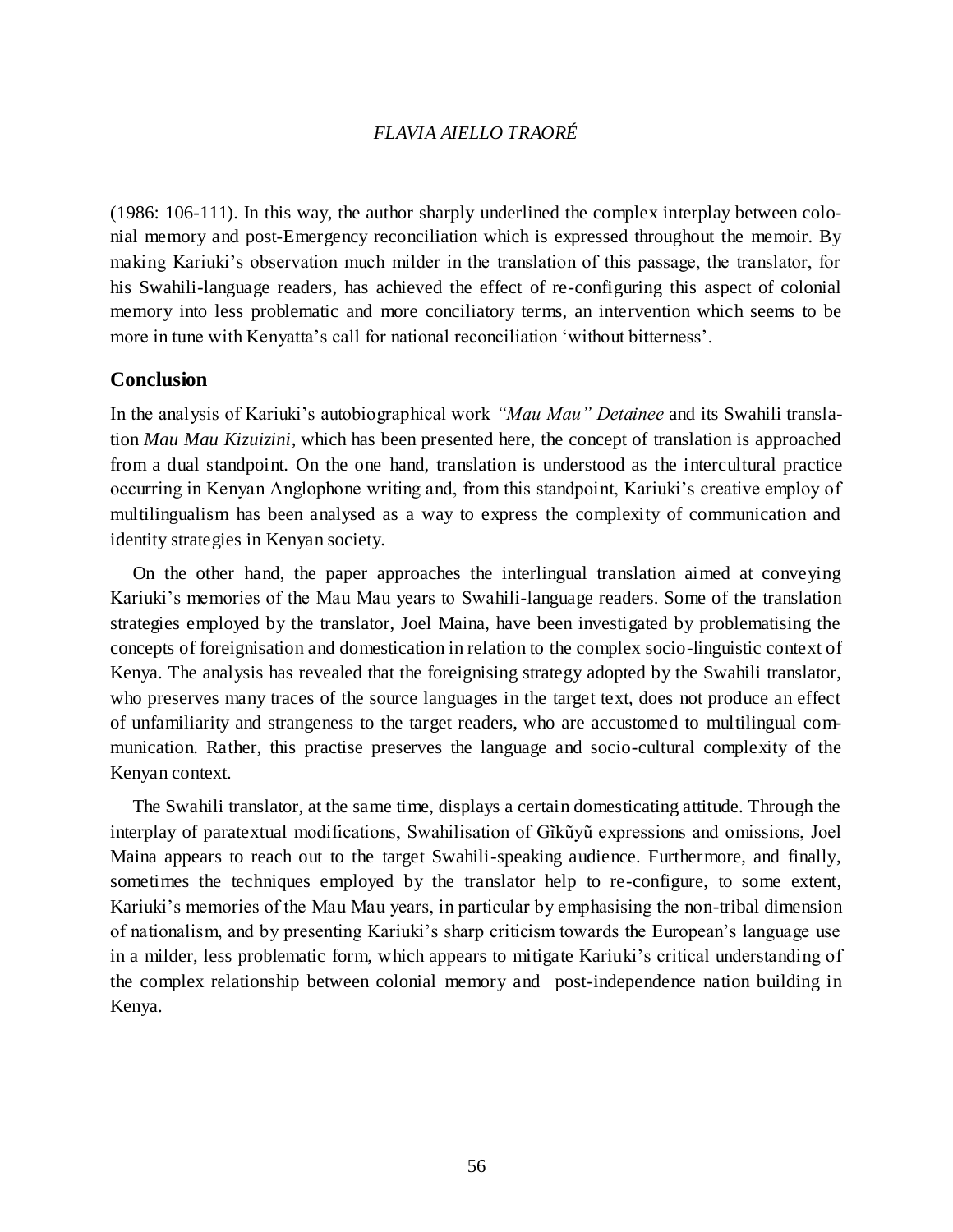(1986: 106-111). In this way, the author sharply underlined the complex interplay between colonial memory and post-Emergency reconciliation which is expressed throughout the memoir. By making Kariuki's observation much milder in the translation of this passage, the translator, for his Swahili-language readers, has achieved the effect of re-configuring this aspect of colonial memory into less problematic and more conciliatory terms, an intervention which seems to be more in tune with Kenyatta's call for national reconciliation 'without bitterness'.

## Conclusion

In the analysis of Kariuki's autobiographical work *"Mau Mau" Detainee* and its Swahili translation *Mau Mau Kizuizini*, which has been presented here, the concept of translation is approached from a dual standpoint. On the one hand, translation is understood as the intercultural practice occurring in Kenyan Anglophone writing and, from this standpoint, Kariuki's creative employ of multilingualism has been analysed as a way to express the complexity of communication and identity strategies in Kenyan society.

On the other hand, the paper approaches the interlingual translation aimed at conveying Kariuki's memories of the Mau Mau years to Swahili-language readers. Some of the translation strategies employed by the translator, Joel Maina, have been investigated by problematising the concepts of foreignisation and domestication in relation to the complex socio-linguistic context of Kenya. The analysis has revealed that the foreignising strategy adopted by the Swahili translator, who preserves many traces of the source languages in the target text, does not produce an effect of unfamiliarity and strangeness to the target readers, who are accustomed to multilingual communication. Rather, this practise preserves the language and socio-cultural complexity of the Kenyan context.

The Swahili translator, at the same time, displays a certain domesticating attitude. Through the interplay of paratextual modifications, Swahilisation of Gĩkũyũ expressions and omissions, Joel Maina appears to reach out to the target Swahili-speaking audience. Furthermore, and finally, sometimes the techniques employed by the translator help to re-configure, to some extent, Kariuki's memories of the Mau Mau years, in particular by emphasising the non-tribal dimension of nationalism, and by presenting Kariuki's sharp criticism towards the European's language use in a milder, less problematic form, which appears to mitigate Kariuki's critical understanding of the complex relationship between colonial memory and post-independence nation building in Kenya.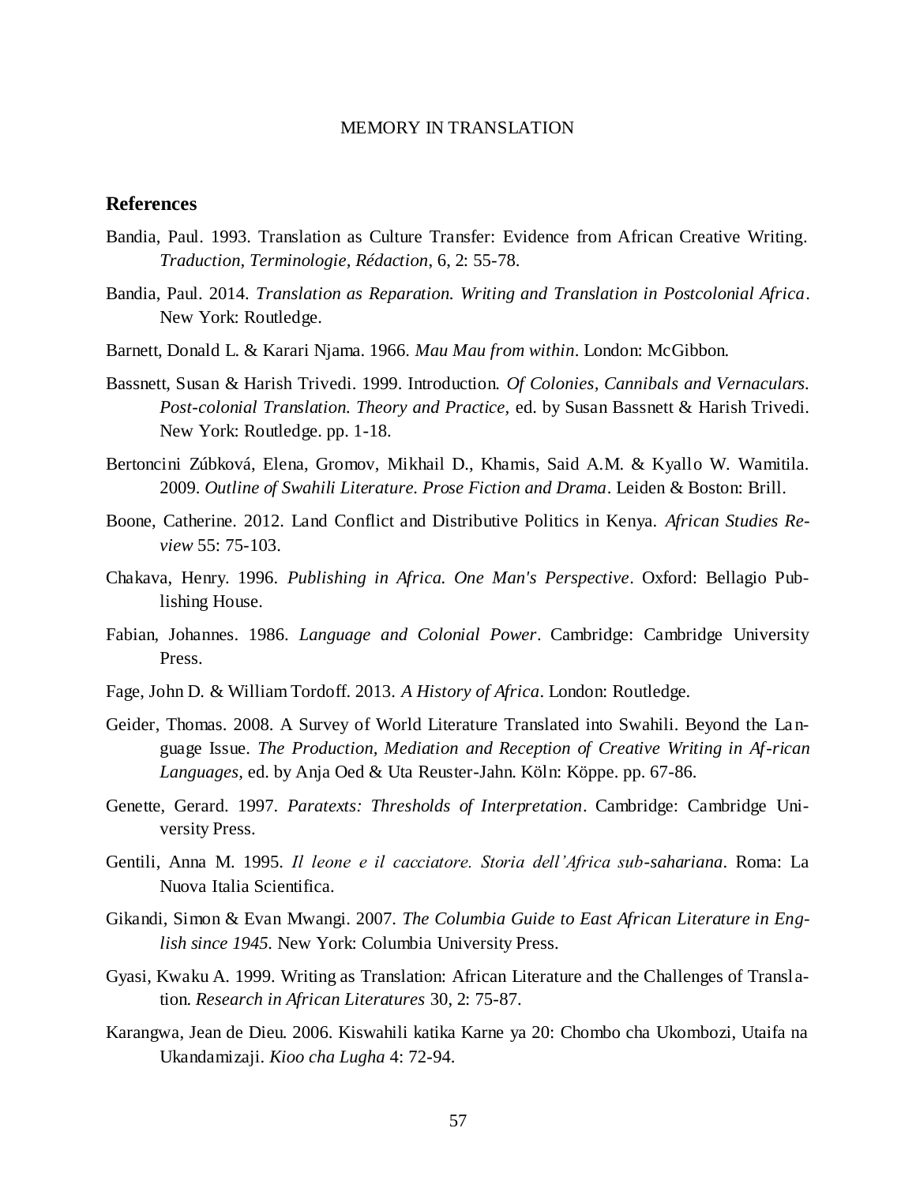## References

Bandia, Paul. 1993. Translation as Culture Transfer: Evidence from African Creative Writing. *Traduction, Terminologie, Rédaction*, 6, 2: 55-78.

Bandia, Paul. 2014. *Translation as Reparation. Writing and Translation in Postcolonial Africa*. New York: Routledge.

Barnett, Donald L. & Karari Njama. 1966. *Mau Mau from within*. London: McGibbon.

Bassnett, Susan & Harish Trivedi. 1999. Introduction. *Of Colonies, Cannibals and Vernaculars. Post-colonial Translation. Theory and Practice,* ed. by Susan Bassnett & Harish Trivedi. New York: Routledge. pp. 1-18.

Bertoncini Zúbková, Elena, Gromov, Mikhail D., Khamis, Said A.M. & Kyallo W. Wamitila. 2009. *Outline of Swahili Literature. Prose Fiction and Drama*. Leiden & Boston: Brill.

Boone, Catherine. 2012. Land Conflict and Distributive Politics in Kenya. *African Studies Review* 55: 75-103.

Chakava, Henry. 1996. *Publishing in Africa. One Man's Perspective*. Oxford: Bellagio Publishing House.

Fabian, Johannes. 1986. *Language and Colonial Power*. Cambridge: Cambridge University Press.

Fage, John D. & William Tordoff. 2013. *A History of Africa*. London: Routledge.

Geider, Thomas. 2008. A Survey of World Literature Translated into Swahili. Beyond the Language Issue. *The Production, Mediation and Reception of Creative Writing in Af-rican Languages,* ed. by Anja Oed & Uta Reuster-Jahn. Köln: Köppe. pp. 67-86.

Genette, Gerard. 1997. *Paratexts: Thresholds of Interpretation*. Cambridge: Cambridge University Press.

Gentili, Anna M. 1995. *Il leone e il cacciatore. Storia dell'Africa sub-sahariana*. Roma: La Nuova Italia Scientifica.

Gikandi, Simon & Evan Mwangi. 2007. *The Columbia Guide to East African Literature in English since 1945.* New York: Columbia University Press.

Gyasi, Kwaku A. 1999. Writing as Translation: African Literature and the Challenges of Translation. *Research in African Literatures* 30, 2: 75-87.

Karangwa, Jean de Dieu. 2006. Kiswahili katika Karne ya 20: Chombo cha Ukombozi, Utaifa na Ukandamizaji. *Kioo cha Lugha* 4: 72-94.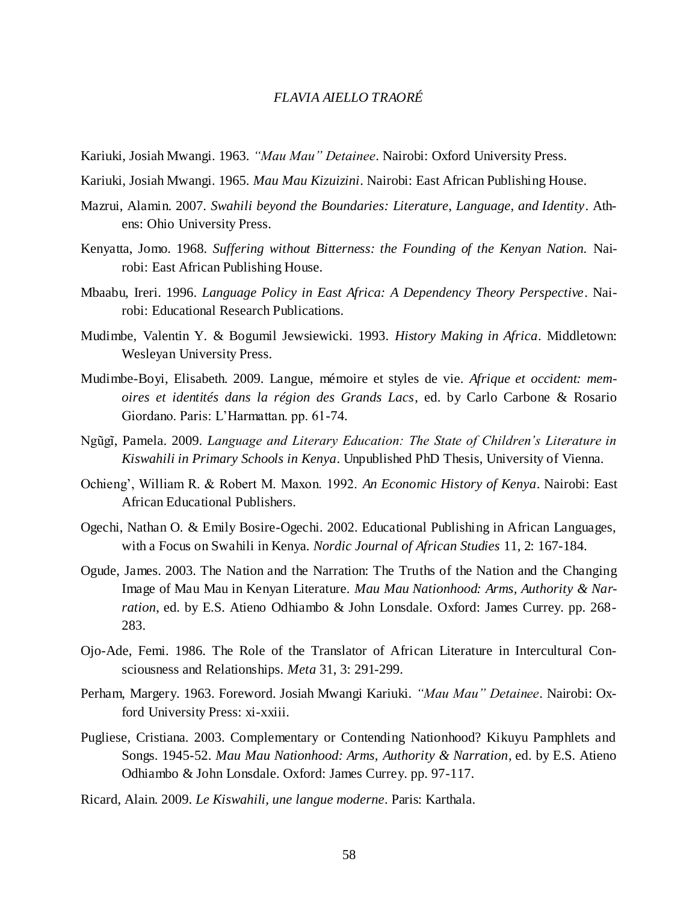Kariuki, Josiah Mwangi. 1963. *"Mau Mau" Detainee*. Nairobi: Oxford University Press.

Kariuki, Josiah Mwangi. 1965. *Mau Mau Kizuizini*. Nairobi: East African Publishing House.

Mazrui, Alamin. 2007. *Swahili beyond the Boundaries: Literature, Language, and Identity*. Athens: Ohio University Press.

Kenyatta, Jomo. 1968. *Suffering without Bitterness: the Founding of the Kenyan Nation.* Nairobi: East African Publishing House.

Mbaabu, Ireri. 1996. *Language Policy in East Africa: A Dependency Theory Perspective*. Nairobi: Educational Research Publications.

Mudimbe, Valentin Y. & Bogumil Jewsiewicki. 1993. *History Making in Africa*. Middletown: Wesleyan University Press.

Mudimbe-Boyi, Elisabeth. 2009. Langue, mémoire et styles de vie. *Afrique et occident: memoires et identités dans la région des Grands Lacs*, ed. by Carlo Carbone & Rosario Giordano. Paris: L'Harmattan. pp. 61-74.

Ngũgĩ, Pamela. 2009. *Language and Literary Education: The State of Children's Literature in Kiswahili in Primary Schools in Kenya*. Unpublished PhD Thesis, University of Vienna.

Ochieng', William R. & Robert M. Maxon. 1992. *An Economic History of Kenya*. Nairobi: East African Educational Publishers.

Ogechi, Nathan O. & Emily Bosire-Ogechi. 2002. Educational Publishing in African Languages, with a Focus on Swahili in Kenya. *Nordic Journal of African Studies* 11, 2: 167-184.

Ogude, James. 2003. The Nation and the Narration: The Truths of the Nation and the Changing Image of Mau Mau in Kenyan Literature. *Mau Mau Nationhood: Arms, Authority & Narration*, ed. by E.S. Atieno Odhiambo & John Lonsdale. Oxford: James Currey. pp. 268-283.

Ojo-Ade, Femi. 1986. The Role of the Translator of African Literature in Intercultural Consciousness and Relationships. *Meta* 31, 3: 291-299.

Perham, Margery. 1963. Foreword. Josiah Mwangi Kariuki. *"Mau Mau" Detainee*. Nairobi: Oxford University Press: xi-xxiii.

Pugliese, Cristiana. 2003. Complementary or Contending Nationhood? Kikuyu Pamphlets and Songs. 1945-52. *Mau Mau Nationhood: Arms, Authority & Narration*, ed. by E.S. Atieno Odhiambo & John Lonsdale. Oxford: James Currey. pp. 97-117.

Ricard, Alain. 2009. *Le Kiswahili, une langue moderne*. Paris: Karthala.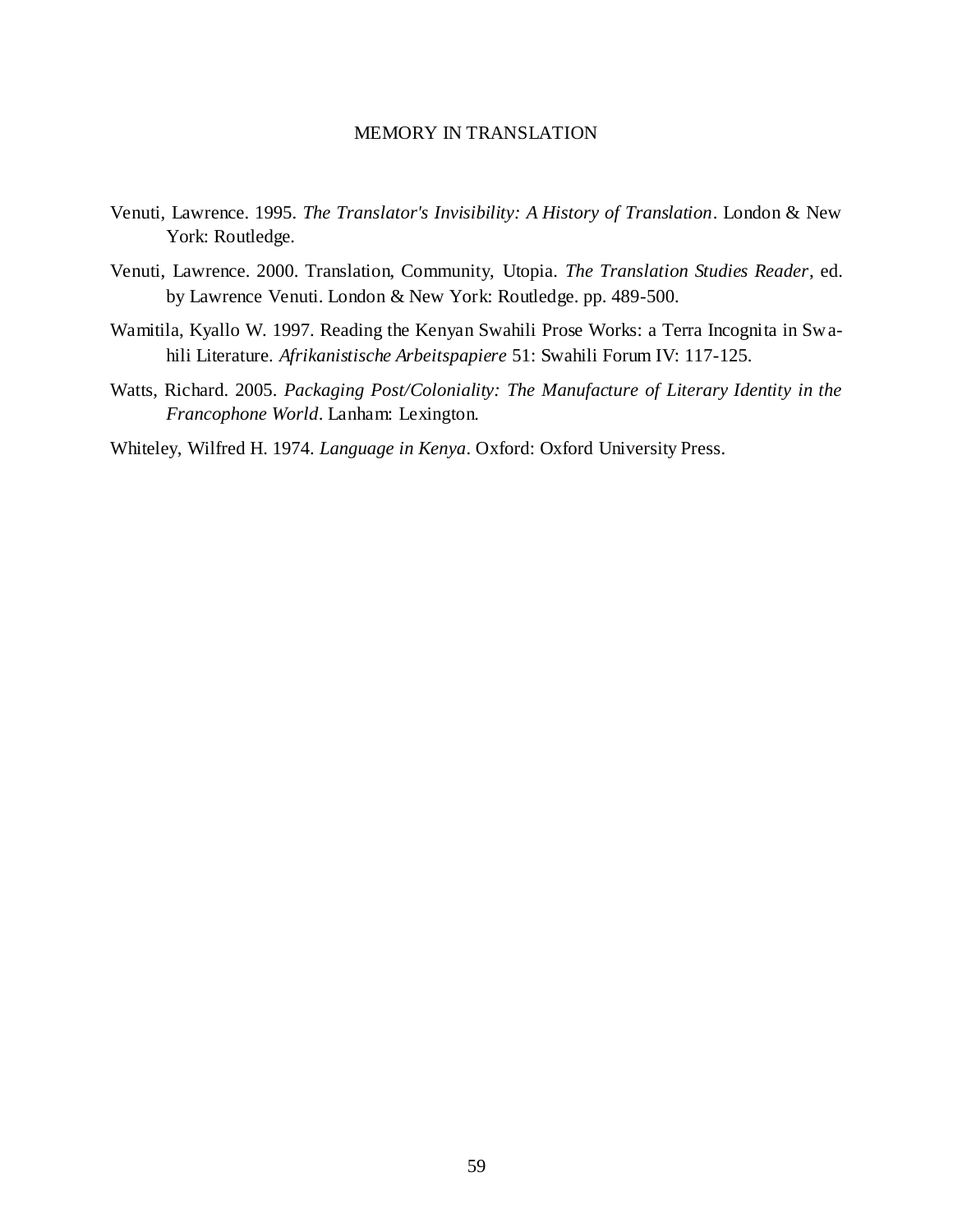Venuti, Lawrence. 1995. *The Translator's Invisibility: A History of Translation*. London & New York: Routledge.

Venuti, Lawrence. 2000. Translation, Community, Utopia. *The Translation Studies Reader*, ed. by Lawrence Venuti. London & New York: Routledge. pp. 489-500.

Wamitila, Kyallo W. 1997. Reading the Kenyan Swahili Prose Works: a Terra Incognita in Swahili Literature. *Afrikanistische Arbeitspapiere* 51: Swahili Forum IV: 117-125.

Watts, Richard. 2005. *Packaging Post/Coloniality: The Manufacture of Literary Identity in the Francophone World*. Lanham: Lexington.

Whiteley, Wilfred H. 1974. *Language in Kenya*. Oxford: Oxford University Press.